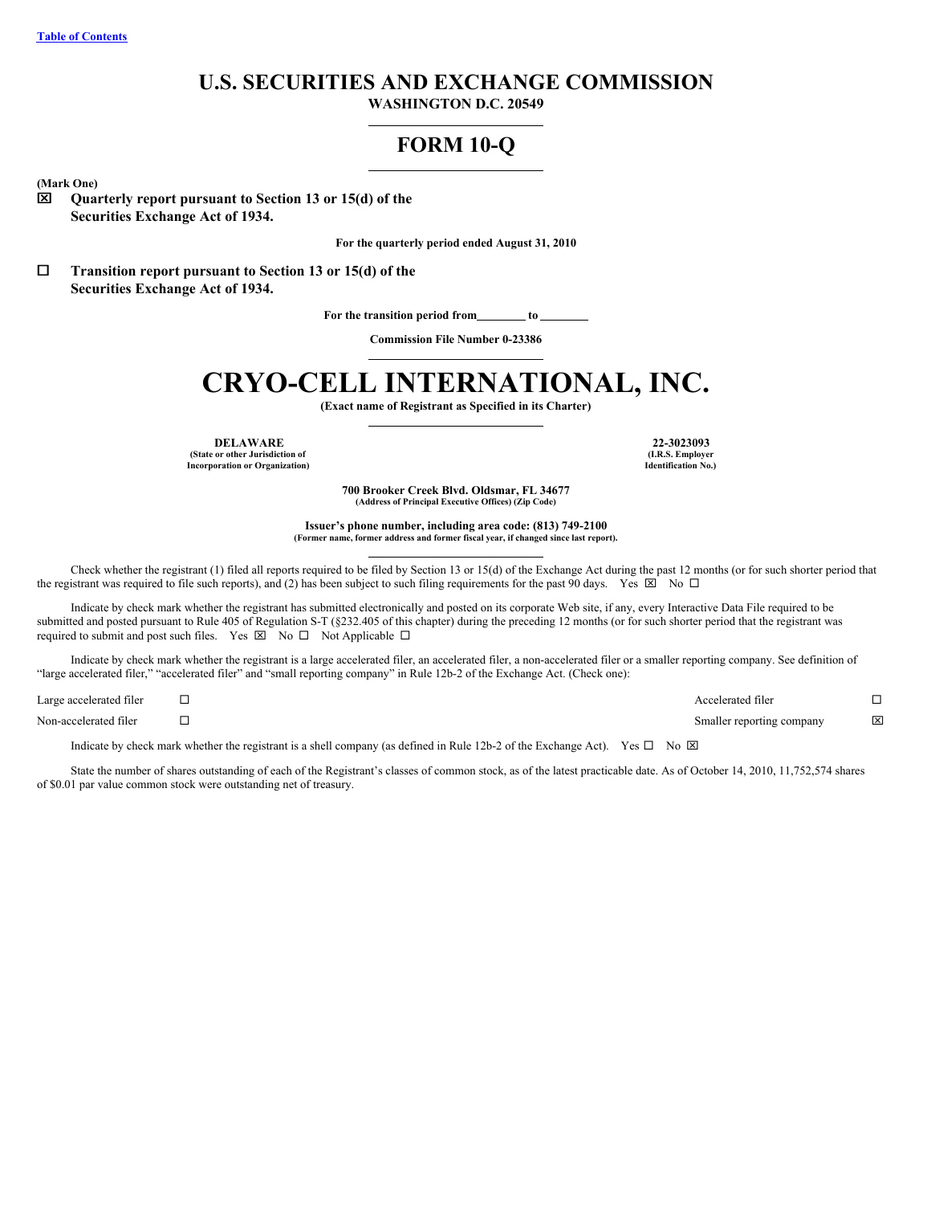# U.S. SECURITIES AND EXCHANGE COMMISSION

**WASHINGTON D.C. 20549**

## FORM 10-Q

**(Mark One)**

☒ **Quarterly report pursuant to Section 13 or 15(d) of the Securities Exchange Act of 1934.**

**For the quarterly period ended August 31, 2010**

☐ **Transition report pursuant to Section 13 or 15(d) of the Securities Exchange Act of 1934.**

**For the transition period from________ to ________**

**Commission File Number 0-23386**

# CRYO-CELL INTERNATIONAL, INC.

**(Exact name of Registrant as Specified in its Charter)**

| **DELAWARE** | **22-3023093** |
|---|---|
| **(State or other Jurisdiction of Incorporation or Organization)** | **(I.R.S. Employer Identification No.)** |

**700 Brooker Creek Blvd. Oldsmar, FL 34677**
**(Address of Principal Executive Offices) (Zip Code)**

**Issuer's phone number, including area code: (813) 749-2100**
**(Former name, former address and former fiscal year, if changed since last report).**

Check whether the registrant (1) filed all reports required to be filed by Section 13 or 15(d) of the Exchange Act during the past 12 months (or for such shorter period that the registrant was required to file such reports), and (2) has been subject to such filing requirements for the past 90 days. Yes ☒ No ☐

Indicate by check mark whether the registrant has submitted electronically and posted on its corporate Web site, if any, every Interactive Data File required to be submitted and posted pursuant to Rule 405 of Regulation S-T (§232.405 of this chapter) during the preceding 12 months (or for such shorter period that the registrant was required to submit and post such files. Yes ☒ No ☐ Not Applicable ☐

Indicate by check mark whether the registrant is a large accelerated filer, an accelerated filer, a non-accelerated filer or a smaller reporting company. See definition of "large accelerated filer," "accelerated filer" and "small reporting company" in Rule 12b-2 of the Exchange Act. (Check one):

| | | | |
|---|---|---|---|
| Large accelerated filer | ☐ | Accelerated filer | ☐ |
| Non-accelerated filer | ☐ | Smaller reporting company | ☒ |

Indicate by check mark whether the registrant is a shell company (as defined in Rule 12b-2 of the Exchange Act). Yes ☐ No ☒

State the number of shares outstanding of each of the Registrant's classes of common stock, as of the latest practicable date. As of October 14, 2010, 11,752,574 shares of $0.01 par value common stock were outstanding net of treasury.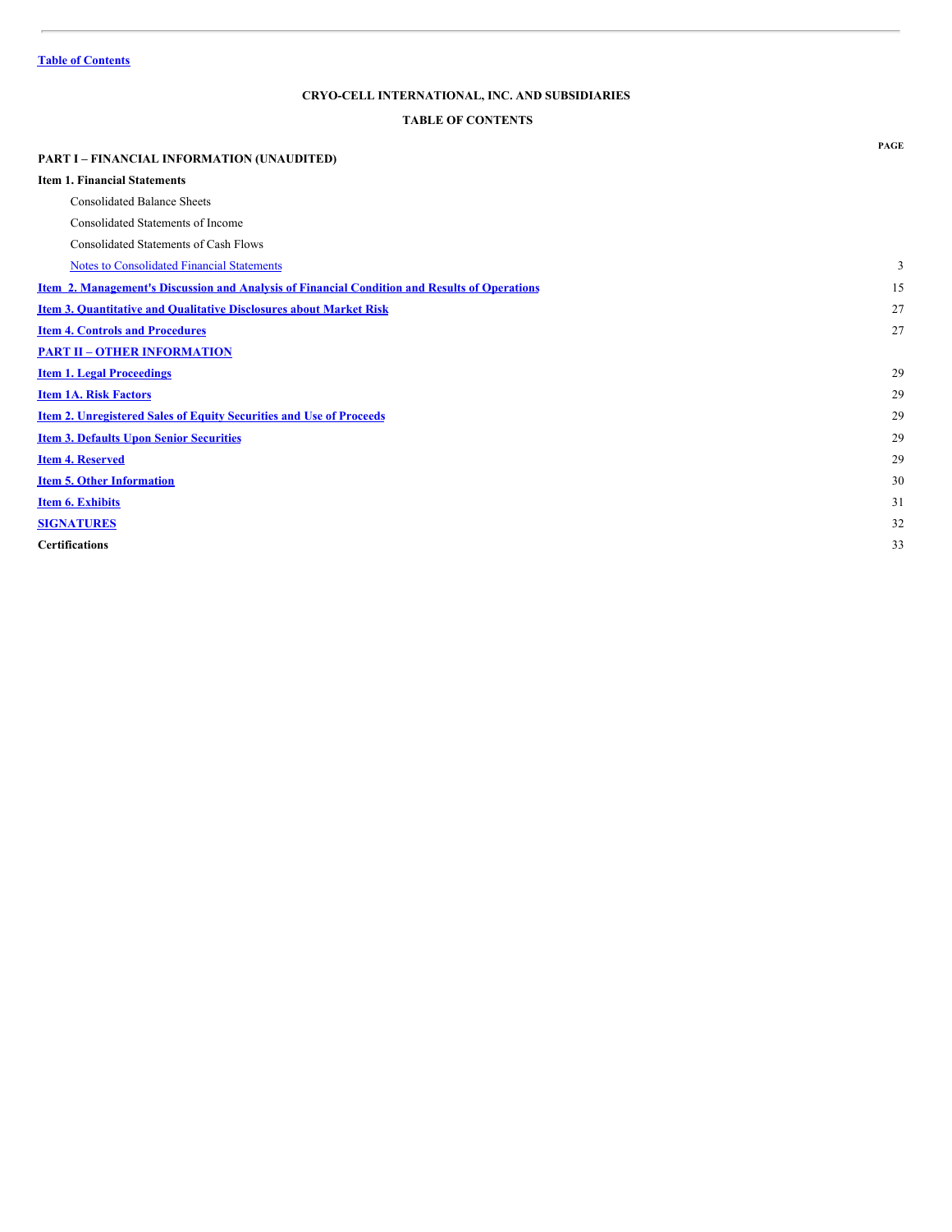Table of Contents

# CRYO-CELL INTERNATIONAL, INC. AND SUBSIDIARIES

## TABLE OF CONTENTS

| | PAGE |
|---|---|
| **PART I – FINANCIAL INFORMATION (UNAUDITED)** | |
| **Item 1. Financial Statements** | |
| Consolidated Balance Sheets | |
| Consolidated Statements of Income | |
| Consolidated Statements of Cash Flows | |
| Notes to Consolidated Financial Statements | 3 |
| **Item 2. Management's Discussion and Analysis of Financial Condition and Results of Operations** | 15 |
| **Item 3. Quantitative and Qualitative Disclosures about Market Risk** | 27 |
| **Item 4. Controls and Procedures** | 27 |
| **PART II – OTHER INFORMATION** | |
| **Item 1. Legal Proceedings** | 29 |
| **Item 1A. Risk Factors** | 29 |
| **Item 2. Unregistered Sales of Equity Securities and Use of Proceeds** | 29 |
| **Item 3. Defaults Upon Senior Securities** | 29 |
| **Item 4. Reserved** | 29 |
| **Item 5. Other Information** | 30 |
| **Item 6. Exhibits** | 31 |
| **SIGNATURES** | 32 |
| **Certifications** | 33 |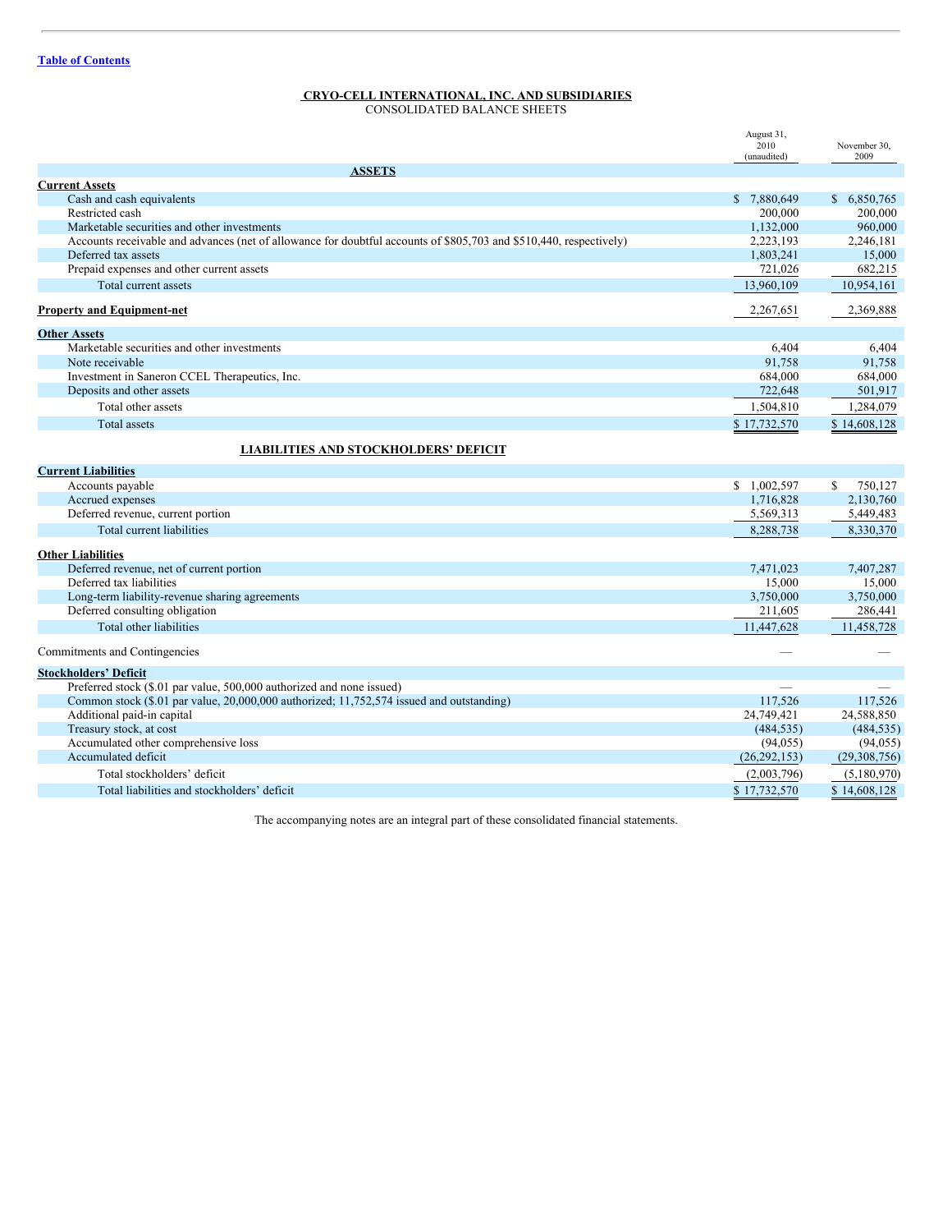[Table of Contents](#)

# CRYO-CELL INTERNATIONAL, INC. AND SUBSIDIARIES

CONSOLIDATED BALANCE SHEETS

| | August 31, 2010 (unaudited) | November 30, 2009 |
|---|---|---|
| **ASSETS** | | |
| **Current Assets** | | |
| Cash and cash equivalents | $ 7,880,649 | $ 6,850,765 |
| Restricted cash | 200,000 | 200,000 |
| Marketable securities and other investments | 1,132,000 | 960,000 |
| Accounts receivable and advances (net of allowance for doubtful accounts of $805,703 and $510,440, respectively) | 2,223,193 | 2,246,181 |
| Deferred tax assets | 1,803,241 | 15,000 |
| Prepaid expenses and other current assets | 721,026 | 682,215 |
| Total current assets | 13,960,109 | 10,954,161 |
| **Property and Equipment-net** | 2,267,651 | 2,369,888 |
| **Other Assets** | | |
| Marketable securities and other investments | 6,404 | 6,404 |
| Note receivable | 91,758 | 91,758 |
| Investment in Saneron CCEL Therapeutics, Inc. | 684,000 | 684,000 |
| Deposits and other assets | 722,648 | 501,917 |
| Total other assets | 1,504,810 | 1,284,079 |
| Total assets | $ 17,732,570 | $ 14,608,128 |
| **LIABILITIES AND STOCKHOLDERS' DEFICIT** | | |
| **Current Liabilities** | | |
| Accounts payable | $ 1,002,597 | $ 750,127 |
| Accrued expenses | 1,716,828 | 2,130,760 |
| Deferred revenue, current portion | 5,569,313 | 5,449,483 |
| Total current liabilities | 8,288,738 | 8,330,370 |
| **Other Liabilities** | | |
| Deferred revenue, net of current portion | 7,471,023 | 7,407,287 |
| Deferred tax liabilities | 15,000 | 15,000 |
| Long-term liability-revenue sharing agreements | 3,750,000 | 3,750,000 |
| Deferred consulting obligation | 211,605 | 286,441 |
| Total other liabilities | 11,447,628 | 11,458,728 |
| Commitments and Contingencies | — | — |
| **Stockholders' Deficit** | | |
| Preferred stock ($.01 par value, 500,000 authorized and none issued) | — | — |
| Common stock ($.01 par value, 20,000,000 authorized; 11,752,574 issued and outstanding) | 117,526 | 117,526 |
| Additional paid-in capital | 24,749,421 | 24,588,850 |
| Treasury stock, at cost | (484,535) | (484,535) |
| Accumulated other comprehensive loss | (94,055) | (94,055) |
| Accumulated deficit | (26,292,153) | (29,308,756) |
| Total stockholders' deficit | (2,003,796) | (5,180,970) |
| Total liabilities and stockholders' deficit | $ 17,732,570 | $ 14,608,128 |

The accompanying notes are an integral part of these consolidated financial statements.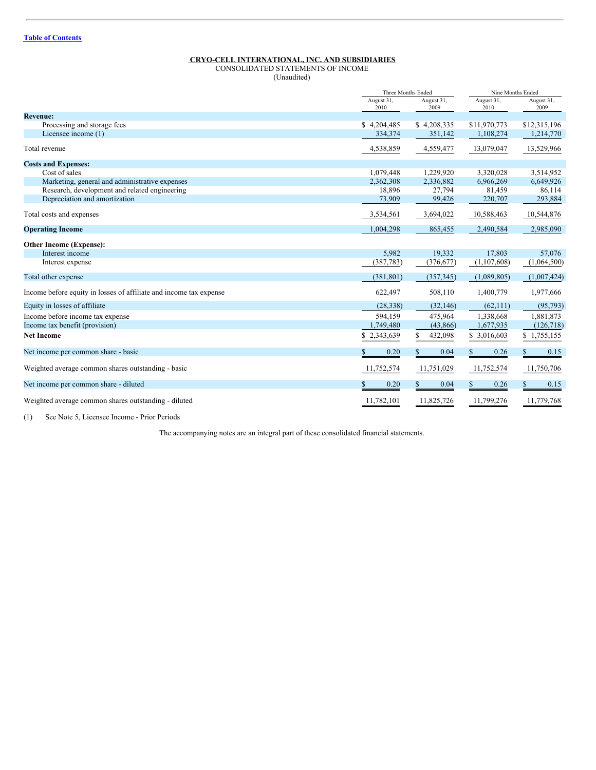[Table of Contents](#)

**CRYO-CELL INTERNATIONAL, INC. AND SUBSIDIARIES**
CONSOLIDATED STATEMENTS OF INCOME
(Unaudited)

| | Three Months Ended | | Nine Months Ended | |
|---|---|---|---|---|
| | August 31, 2010 | August 31, 2009 | August 31, 2010 | August 31, 2009 |
| **Revenue:** | | | | |
| Processing and storage fees | $ 4,204,485 | $ 4,208,335 | $11,970,773 | $12,315,196 |
| Licensee income (1) | 334,374 | 351,142 | 1,108,274 | 1,214,770 |
| Total revenue | 4,538,859 | 4,559,477 | 13,079,047 | 13,529,966 |
| **Costs and Expenses:** | | | | |
| Cost of sales | 1,079,448 | 1,229,920 | 3,320,028 | 3,514,952 |
| Marketing, general and administrative expenses | 2,362,308 | 2,336,882 | 6,966,269 | 6,649,926 |
| Research, development and related engineering | 18,896 | 27,794 | 81,459 | 86,114 |
| Depreciation and amortization | 73,909 | 99,426 | 220,707 | 293,884 |
| Total costs and expenses | 3,534,561 | 3,694,022 | 10,588,463 | 10,544,876 |
| **Operating Income** | 1,004,298 | 865,455 | 2,490,584 | 2,985,090 |
| **Other Income (Expense):** | | | | |
| Interest income | 5,982 | 19,332 | 17,803 | 57,076 |
| Interest expense | (387,783) | (376,677) | (1,107,608) | (1,064,500) |
| Total other expense | (381,801) | (357,345) | (1,089,805) | (1,007,424) |
| Income before equity in losses of affiliate and income tax expense | 622,497 | 508,110 | 1,400,779 | 1,977,666 |
| Equity in losses of affiliate | (28,338) | (32,146) | (62,111) | (95,793) |
| Income before income tax expense | 594,159 | 475,964 | 1,338,668 | 1,881,873 |
| Income tax benefit (provision) | 1,749,480 | (43,866) | 1,677,935 | (126,718) |
| **Net Income** | $ 2,343,639 | $ 432,098 | $ 3,016,603 | $ 1,755,155 |
| Net income per common share - basic | $ 0.20 | $ 0.04 | $ 0.26 | $ 0.15 |
| Weighted average common shares outstanding - basic | 11,752,574 | 11,751,029 | 11,752,574 | 11,750,706 |
| Net income per common share - diluted | $ 0.20 | $ 0.04 | $ 0.26 | $ 0.15 |
| Weighted average common shares outstanding - diluted | 11,782,101 | 11,825,726 | 11,799,276 | 11,779,768 |

(1) See Note 5, Licensee Income - Prior Periods

The accompanying notes are an integral part of these consolidated financial statements.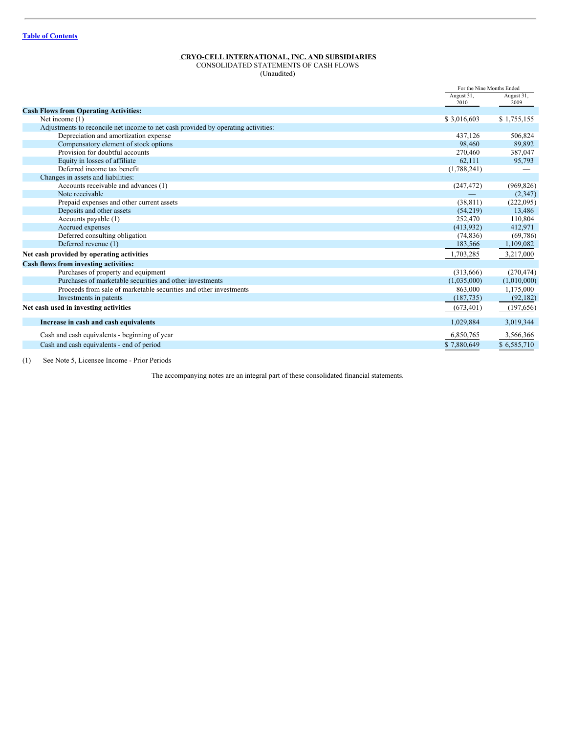[Table of Contents](#)

**CRYO-CELL INTERNATIONAL, INC. AND SUBSIDIARIES**
CONSOLIDATED STATEMENTS OF CASH FLOWS
(Unaudited)

| | For the Nine Months Ended | |
|---|---|---|
| | August 31, 2010 | August 31, 2009 |
| **Cash Flows from Operating Activities:** | | |
| Net income (1) | $ 3,016,603 | $ 1,755,155 |
| Adjustments to reconcile net income to net cash provided by operating activities: | | |
| Depreciation and amortization expense | 437,126 | 506,824 |
| Compensatory element of stock options | 98,460 | 89,892 |
| Provision for doubtful accounts | 270,460 | 387,047 |
| Equity in losses of affiliate | 62,111 | 95,793 |
| Deferred income tax benefit | (1,788,241) | — |
| Changes in assets and liabilities: | | |
| Accounts receivable and advances (1) | (247,472) | (969,826) |
| Note receivable | — | (2,347) |
| Prepaid expenses and other current assets | (38,811) | (222,095) |
| Deposits and other assets | (54,219) | 13,486 |
| Accounts payable (1) | 252,470 | 110,804 |
| Accrued expenses | (413,932) | 412,971 |
| Deferred consulting obligation | (74,836) | (69,786) |
| Deferred revenue (1) | 183,566 | 1,109,082 |
| **Net cash provided by operating activities** | 1,703,285 | 3,217,000 |
| **Cash flows from investing activities:** | | |
| Purchases of property and equipment | (313,666) | (270,474) |
| Purchases of marketable securities and other investments | (1,035,000) | (1,010,000) |
| Proceeds from sale of marketable securities and other investments | 863,000 | 1,175,000 |
| Investments in patents | (187,735) | (92,182) |
| **Net cash used in investing activities** | (673,401) | (197,656) |
| **Increase in cash and cash equivalents** | 1,029,884 | 3,019,344 |
| Cash and cash equivalents - beginning of year | 6,850,765 | 3,566,366 |
| Cash and cash equivalents - end of period | $ 7,880,649 | $ 6,585,710 |

(1) See Note 5, Licensee Income - Prior Periods

The accompanying notes are an integral part of these consolidated financial statements.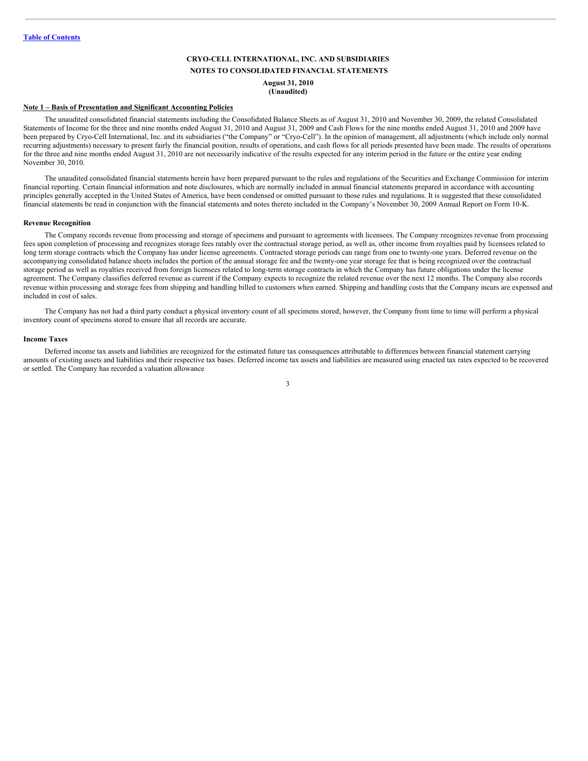[Table of Contents](#)

**CRYO-CELL INTERNATIONAL, INC. AND SUBSIDIARIES**

**NOTES TO CONSOLIDATED FINANCIAL STATEMENTS**

**August 31, 2010**
**(Unaudited)**

## Note 1 – Basis of Presentation and Significant Accounting Policies

The unaudited consolidated financial statements including the Consolidated Balance Sheets as of August 31, 2010 and November 30, 2009, the related Consolidated Statements of Income for the three and nine months ended August 31, 2010 and August 31, 2009 and Cash Flows for the nine months ended August 31, 2010 and 2009 have been prepared by Cryo-Cell International, Inc. and its subsidiaries ("the Company" or "Cryo-Cell"). In the opinion of management, all adjustments (which include only normal recurring adjustments) necessary to present fairly the financial position, results of operations, and cash flows for all periods presented have been made. The results of operations for the three and nine months ended August 31, 2010 are not necessarily indicative of the results expected for any interim period in the future or the entire year ending November 30, 2010.

The unaudited consolidated financial statements herein have been prepared pursuant to the rules and regulations of the Securities and Exchange Commission for interim financial reporting. Certain financial information and note disclosures, which are normally included in annual financial statements prepared in accordance with accounting principles generally accepted in the United States of America, have been condensed or omitted pursuant to those rules and regulations. It is suggested that these consolidated financial statements be read in conjunction with the financial statements and notes thereto included in the Company's November 30, 2009 Annual Report on Form 10-K.

### Revenue Recognition

The Company records revenue from processing and storage of specimens and pursuant to agreements with licensees. The Company recognizes revenue from processing fees upon completion of processing and recognizes storage fees ratably over the contractual storage period, as well as, other income from royalties paid by licensees related to long term storage contracts which the Company has under license agreements. Contracted storage periods can range from one to twenty-one years. Deferred revenue on the accompanying consolidated balance sheets includes the portion of the annual storage fee and the twenty-one year storage fee that is being recognized over the contractual storage period as well as royalties received from foreign licensees related to long-term storage contracts in which the Company has future obligations under the license agreement. The Company classifies deferred revenue as current if the Company expects to recognize the related revenue over the next 12 months. The Company also records revenue within processing and storage fees from shipping and handling billed to customers when earned. Shipping and handling costs that the Company incurs are expensed and included in cost of sales.

The Company has not had a third party conduct a physical inventory count of all specimens stored; however, the Company from time to time will perform a physical inventory count of specimens stored to ensure that all records are accurate.

### Income Taxes

Deferred income tax assets and liabilities are recognized for the estimated future tax consequences attributable to differences between financial statement carrying amounts of existing assets and liabilities and their respective tax bases. Deferred income tax assets and liabilities are measured using enacted tax rates expected to be recovered or settled. The Company has recorded a valuation allowance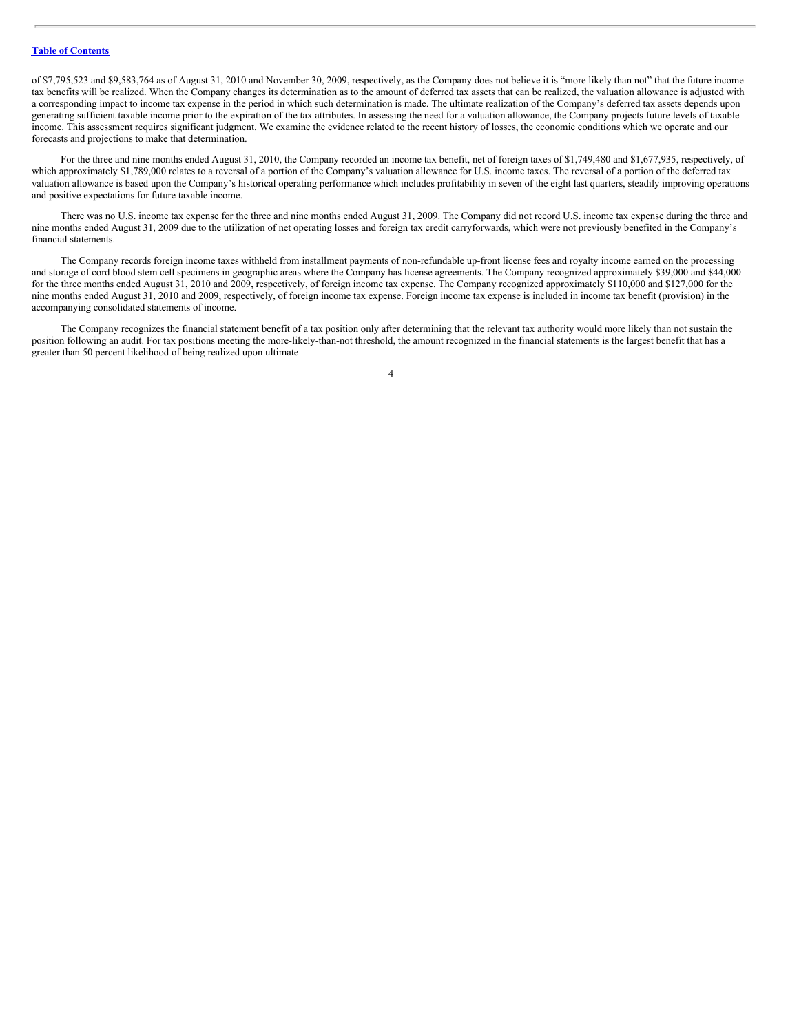of $7,795,523 and $9,583,764 as of August 31, 2010 and November 30, 2009, respectively, as the Company does not believe it is "more likely than not" that the future income tax benefits will be realized. When the Company changes its determination as to the amount of deferred tax assets that can be realized, the valuation allowance is adjusted with a corresponding impact to income tax expense in the period in which such determination is made. The ultimate realization of the Company's deferred tax assets depends upon generating sufficient taxable income prior to the expiration of the tax attributes. In assessing the need for a valuation allowance, the Company projects future levels of taxable income. This assessment requires significant judgment. We examine the evidence related to the recent history of losses, the economic conditions which we operate and our forecasts and projections to make that determination.

For the three and nine months ended August 31, 2010, the Company recorded an income tax benefit, net of foreign taxes of $1,749,480 and $1,677,935, respectively, of which approximately $1,789,000 relates to a reversal of a portion of the Company's valuation allowance for U.S. income taxes. The reversal of a portion of the deferred tax valuation allowance is based upon the Company's historical operating performance which includes profitability in seven of the eight last quarters, steadily improving operations and positive expectations for future taxable income.

There was no U.S. income tax expense for the three and nine months ended August 31, 2009. The Company did not record U.S. income tax expense during the three and nine months ended August 31, 2009 due to the utilization of net operating losses and foreign tax credit carryforwards, which were not previously benefited in the Company's financial statements.

The Company records foreign income taxes withheld from installment payments of non-refundable up-front license fees and royalty income earned on the processing and storage of cord blood stem cell specimens in geographic areas where the Company has license agreements. The Company recognized approximately $39,000 and $44,000 for the three months ended August 31, 2010 and 2009, respectively, of foreign income tax expense. The Company recognized approximately $110,000 and $127,000 for the nine months ended August 31, 2010 and 2009, respectively, of foreign income tax expense. Foreign income tax expense is included in income tax benefit (provision) in the accompanying consolidated statements of income.

The Company recognizes the financial statement benefit of a tax position only after determining that the relevant tax authority would more likely than not sustain the position following an audit. For tax positions meeting the more-likely-than-not threshold, the amount recognized in the financial statements is the largest benefit that has a greater than 50 percent likelihood of being realized upon ultimate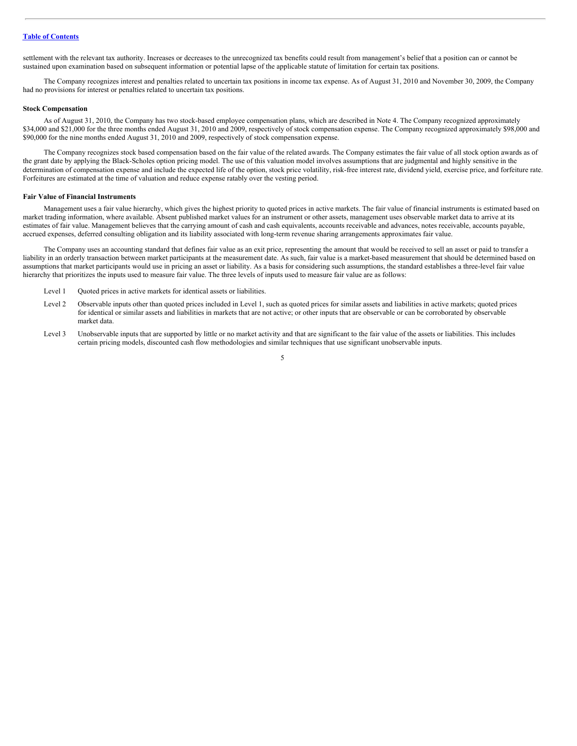settlement with the relevant tax authority. Increases or decreases to the unrecognized tax benefits could result from management's belief that a position can or cannot be sustained upon examination based on subsequent information or potential lapse of the applicable statute of limitation for certain tax positions.

The Company recognizes interest and penalties related to uncertain tax positions in income tax expense. As of August 31, 2010 and November 30, 2009, the Company had no provisions for interest or penalties related to uncertain tax positions.

**Stock Compensation**

As of August 31, 2010, the Company has two stock-based employee compensation plans, which are described in Note 4. The Company recognized approximately $34,000 and $21,000 for the three months ended August 31, 2010 and 2009, respectively of stock compensation expense. The Company recognized approximately $98,000 and $90,000 for the nine months ended August 31, 2010 and 2009, respectively of stock compensation expense.

The Company recognizes stock based compensation based on the fair value of the related awards. The Company estimates the fair value of all stock option awards as of the grant date by applying the Black-Scholes option pricing model. The use of this valuation model involves assumptions that are judgmental and highly sensitive in the determination of compensation expense and include the expected life of the option, stock price volatility, risk-free interest rate, dividend yield, exercise price, and forfeiture rate. Forfeitures are estimated at the time of valuation and reduce expense ratably over the vesting period.

**Fair Value of Financial Instruments**

Management uses a fair value hierarchy, which gives the highest priority to quoted prices in active markets. The fair value of financial instruments is estimated based on market trading information, where available. Absent published market values for an instrument or other assets, management uses observable market data to arrive at its estimates of fair value. Management believes that the carrying amount of cash and cash equivalents, accounts receivable and advances, notes receivable, accounts payable, accrued expenses, deferred consulting obligation and its liability associated with long-term revenue sharing arrangements approximates fair value.

The Company uses an accounting standard that defines fair value as an exit price, representing the amount that would be received to sell an asset or paid to transfer a liability in an orderly transaction between market participants at the measurement date. As such, fair value is a market-based measurement that should be determined based on assumptions that market participants would use in pricing an asset or liability. As a basis for considering such assumptions, the standard establishes a three-level fair value hierarchy that prioritizes the inputs used to measure fair value. The three levels of inputs used to measure fair value are as follows:

- Level 1 Quoted prices in active markets for identical assets or liabilities.
- Level 2 Observable inputs other than quoted prices included in Level 1, such as quoted prices for similar assets and liabilities in active markets; quoted prices for identical or similar assets and liabilities in markets that are not active; or other inputs that are observable or can be corroborated by observable market data.
- Level 3 Unobservable inputs that are supported by little or no market activity and that are significant to the fair value of the assets or liabilities. This includes certain pricing models, discounted cash flow methodologies and similar techniques that use significant unobservable inputs.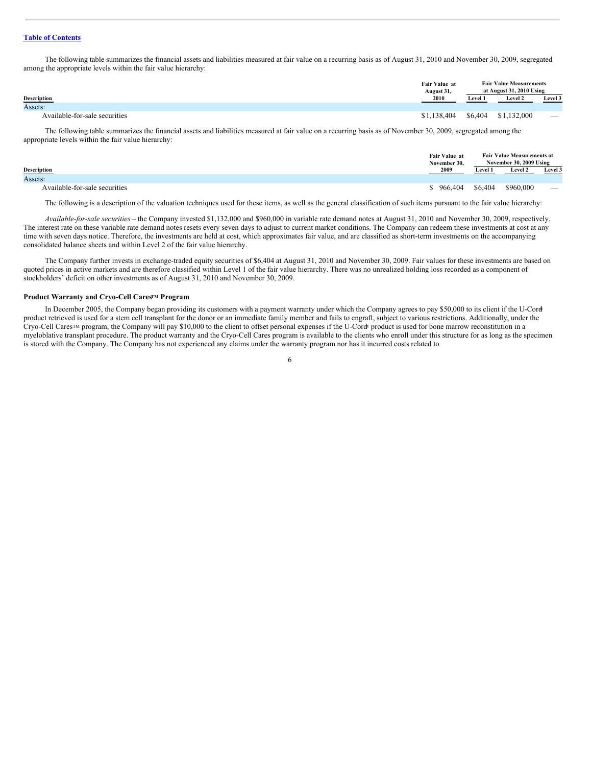The following table summarizes the financial assets and liabilities measured at fair value on a recurring basis as of August 31, 2010 and November 30, 2009, segregated among the appropriate levels within the fair value hierarchy:

| Description | Fair Value at August 31, 2010 | Fair Value Measurements at August 31, 2010 Using | | |
|---|---|---|---|---|
| | | Level 1 | Level 2 | Level 3 |
| Assets: | | | | |
| Available-for-sale securities | $1,138,404 | $6,404 | $1,132,000 | — |

The following table summarizes the financial assets and liabilities measured at fair value on a recurring basis as of November 30, 2009, segregated among the appropriate levels within the fair value hierarchy:

| Description | Fair Value at November 30, 2009 | Fair Value Measurements at November 30, 2009 Using | | |
|---|---|---|---|---|
| | | Level 1 | Level 2 | Level 3 |
| Assets: | | | | |
| Available-for-sale securities | $ 966,404 | $6,404 | $960,000 | — |

The following is a description of the valuation techniques used for these items, as well as the general classification of such items pursuant to the fair value hierarchy:

*Available-for-sale securities* – the Company invested $1,132,000 and $960,000 in variable rate demand notes at August 31, 2010 and November 30, 2009, respectively. The interest rate on these variable rate demand notes resets every seven days to adjust to current market conditions. The Company can redeem these investments at cost at any time with seven days notice. Therefore, the investments are held at cost, which approximates fair value, and are classified as short-term investments on the accompanying consolidated balance sheets and within Level 2 of the fair value hierarchy.

The Company further invests in exchange-traded equity securities of $6,404 at August 31, 2010 and November 30, 2009. Fair values for these investments are based on quoted prices in active markets and are therefore classified within Level 1 of the fair value hierarchy. There was no unrealized holding loss recorded as a component of stockholders' deficit on other investments as of August 31, 2010 and November 30, 2009.

**Product Warranty and Cryo-Cell Cares™ Program**

In December 2005, the Company began providing its customers with a payment warranty under which the Company agrees to pay $50,000 to its client if the U-Cord® product retrieved is used for a stem cell transplant for the donor or an immediate family member and fails to engraft, subject to various restrictions. Additionally, under the Cryo-Cell Cares™ program, the Company will pay $10,000 to the client to offset personal expenses if the U-Cord® product is used for bone marrow reconstitution in a myeloblative transplant procedure. The product warranty and the Cryo-Cell Cares program is available to the clients who enroll under this structure for as long as the specimen is stored with the Company. The Company has not experienced any claims under the warranty program nor has it incurred costs related to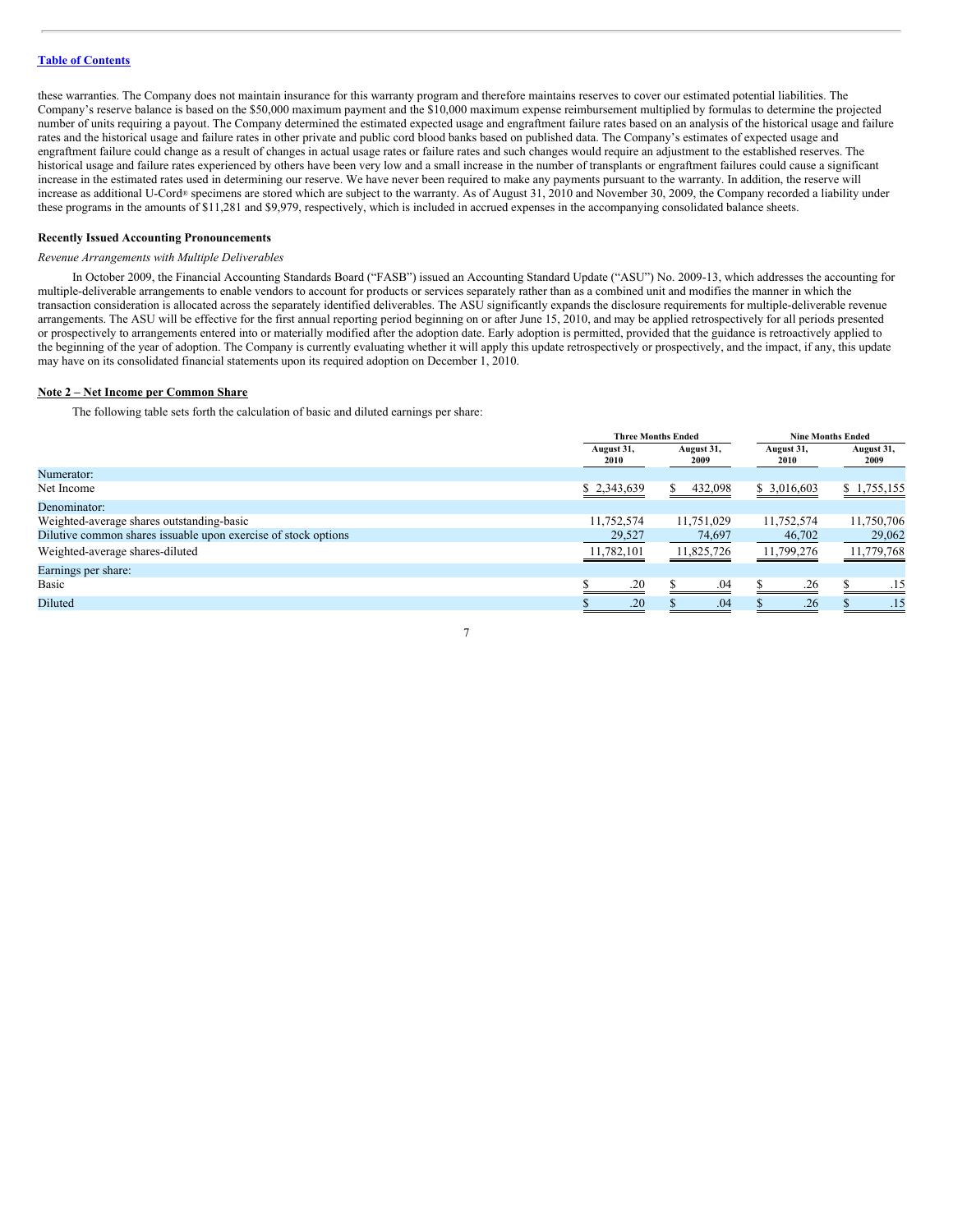these warranties. The Company does not maintain insurance for this warranty program and therefore maintains reserves to cover our estimated potential liabilities. The Company's reserve balance is based on the $50,000 maximum payment and the $10,000 maximum expense reimbursement multiplied by formulas to determine the projected number of units requiring a payout. The Company determined the estimated expected usage and engraftment failure rates based on an analysis of the historical usage and failure rates and the historical usage and failure rates in other private and public cord blood banks based on published data. The Company's estimates of expected usage and engraftment failure could change as a result of changes in actual usage rates or failure rates and such changes would require an adjustment to the established reserves. The historical usage and failure rates experienced by others have been very low and a small increase in the number of transplants or engraftment failures could cause a significant increase in the estimated rates used in determining our reserve. We have never been required to make any payments pursuant to the warranty. In addition, the reserve will increase as additional U-Cord® specimens are stored which are subject to the warranty. As of August 31, 2010 and November 30, 2009, the Company recorded a liability under these programs in the amounts of $11,281 and $9,979, respectively, which is included in accrued expenses in the accompanying consolidated balance sheets.

**Recently Issued Accounting Pronouncements**

*Revenue Arrangements with Multiple Deliverables*

In October 2009, the Financial Accounting Standards Board ("FASB") issued an Accounting Standard Update ("ASU") No. 2009-13, which addresses the accounting for multiple-deliverable arrangements to enable vendors to account for products or services separately rather than as a combined unit and modifies the manner in which the transaction consideration is allocated across the separately identified deliverables. The ASU significantly expands the disclosure requirements for multiple-deliverable revenue arrangements. The ASU will be effective for the first annual reporting period beginning on or after June 15, 2010, and may be applied retrospectively for all periods presented or prospectively to arrangements entered into or materially modified after the adoption date. Early adoption is permitted, provided that the guidance is retroactively applied to the beginning of the year of adoption. The Company is currently evaluating whether it will apply this update retrospectively or prospectively, and the impact, if any, this update may have on its consolidated financial statements upon its required adoption on December 1, 2010.

**Note 2 – Net Income per Common Share**

The following table sets forth the calculation of basic and diluted earnings per share:

| | Three Months Ended | | Nine Months Ended | |
|---|---|---|---|---|
| | August 31, 2010 | August 31, 2009 | August 31, 2010 | August 31, 2009 |
| Numerator: | | | | |
| Net Income | $ 2,343,639 | $ 432,098 | $ 3,016,603 | $ 1,755,155 |
| Denominator: | | | | |
| Weighted-average shares outstanding-basic | 11,752,574 | 11,751,029 | 11,752,574 | 11,750,706 |
| Dilutive common shares issuable upon exercise of stock options | 29,527 | 74,697 | 46,702 | 29,062 |
| Weighted-average shares-diluted | 11,782,101 | 11,825,726 | 11,799,276 | 11,779,768 |
| Earnings per share: | | | | |
| Basic | $ .20 | $ .04 | $ .26 | $ .15 |
| Diluted | $ .20 | $ .04 | $ .26 | $ .15 |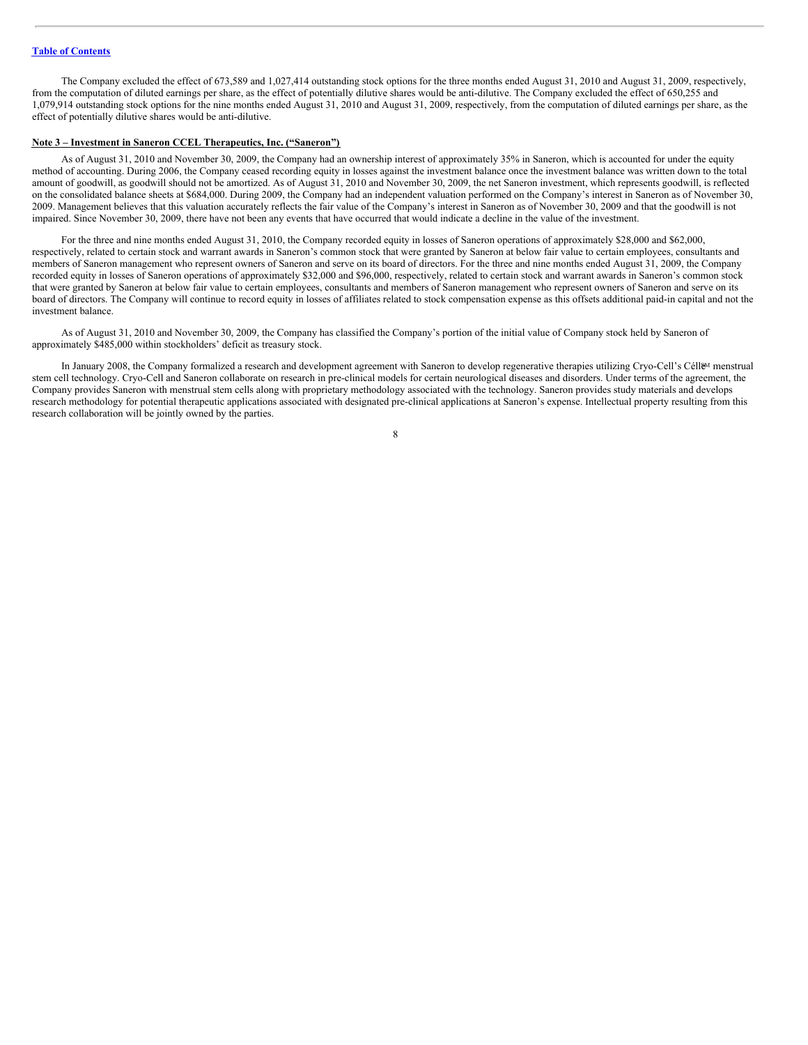The Company excluded the effect of 673,589 and 1,027,414 outstanding stock options for the three months ended August 31, 2010 and August 31, 2009, respectively, from the computation of diluted earnings per share, as the effect of potentially dilutive shares would be anti-dilutive. The Company excluded the effect of 650,255 and 1,079,914 outstanding stock options for the nine months ended August 31, 2010 and August 31, 2009, respectively, from the computation of diluted earnings per share, as the effect of potentially dilutive shares would be anti-dilutive.

**Note 3 – Investment in Saneron CCEL Therapeutics, Inc. ("Saneron")**

As of August 31, 2010 and November 30, 2009, the Company had an ownership interest of approximately 35% in Saneron, which is accounted for under the equity method of accounting. During 2006, the Company ceased recording equity in losses against the investment balance once the investment balance was written down to the total amount of goodwill, as goodwill should not be amortized. As of August 31, 2010 and November 30, 2009, the net Saneron investment, which represents goodwill, is reflected on the consolidated balance sheets at $684,000. During 2009, the Company had an independent valuation performed on the Company's interest in Saneron as of November 30, 2009. Management believes that this valuation accurately reflects the fair value of the Company's interest in Saneron as of November 30, 2009 and that the goodwill is not impaired. Since November 30, 2009, there have not been any events that have occurred that would indicate a decline in the value of the investment.

For the three and nine months ended August 31, 2010, the Company recorded equity in losses of Saneron operations of approximately $28,000 and $62,000, respectively, related to certain stock and warrant awards in Saneron's common stock that were granted by Saneron at below fair value to certain employees, consultants and members of Saneron management who represent owners of Saneron and serve on its board of directors. For the three and nine months ended August 31, 2009, the Company recorded equity in losses of Saneron operations of approximately $32,000 and $96,000, respectively, related to certain stock and warrant awards in Saneron's common stock that were granted by Saneron at below fair value to certain employees, consultants and members of Saneron management who represent owners of Saneron and serve on its board of directors. The Company will continue to record equity in losses of affiliates related to stock compensation expense as this offsets additional paid-in capital and not the investment balance.

As of August 31, 2010 and November 30, 2009, the Company has classified the Company's portion of the initial value of Company stock held by Saneron of approximately $485,000 within stockholders' deficit as treasury stock.

In January 2008, the Company formalized a research and development agreement with Saneron to develop regenerative therapies utilizing Cryo-Cell's Célle℠ menstrual stem cell technology. Cryo-Cell and Saneron collaborate on research in pre-clinical models for certain neurological diseases and disorders. Under terms of the agreement, the Company provides Saneron with menstrual stem cells along with proprietary methodology associated with the technology. Saneron provides study materials and develops research methodology for potential therapeutic applications associated with designated pre-clinical applications at Saneron's expense. Intellectual property resulting from this research collaboration will be jointly owned by the parties.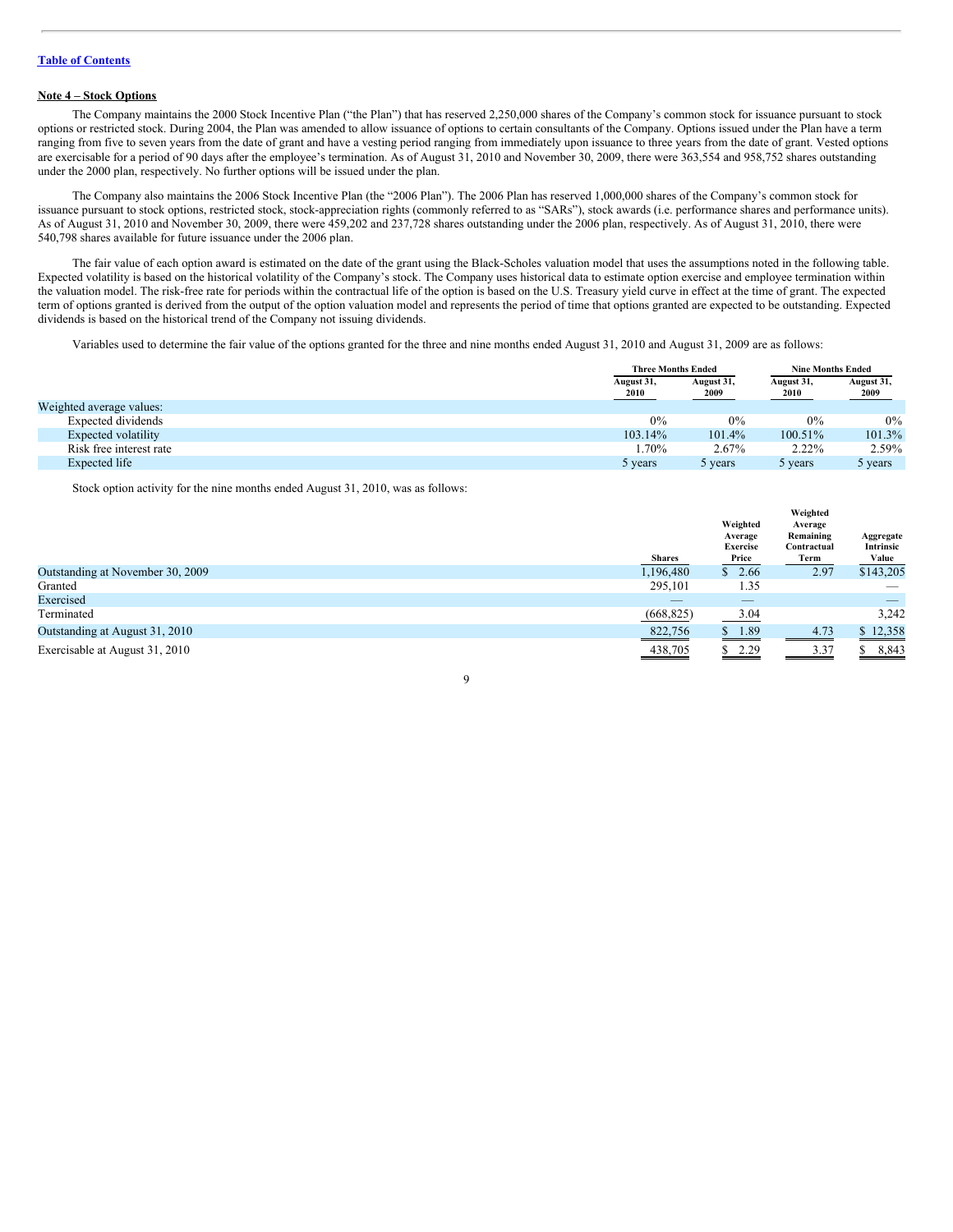[Table of Contents](#)

**Note 4 – Stock Options**

The Company maintains the 2000 Stock Incentive Plan ("the Plan") that has reserved 2,250,000 shares of the Company's common stock for issuance pursuant to stock options or restricted stock. During 2004, the Plan was amended to allow issuance of options to certain consultants of the Company. Options issued under the Plan have a term ranging from five to seven years from the date of grant and have a vesting period ranging from immediately upon issuance to three years from the date of grant. Vested options are exercisable for a period of 90 days after the employee's termination. As of August 31, 2010 and November 30, 2009, there were 363,554 and 958,752 shares outstanding under the 2000 plan, respectively. No further options will be issued under the plan.

The Company also maintains the 2006 Stock Incentive Plan (the "2006 Plan"). The 2006 Plan has reserved 1,000,000 shares of the Company's common stock for issuance pursuant to stock options, restricted stock, stock-appreciation rights (commonly referred to as "SARs"), stock awards (i.e. performance shares and performance units). As of August 31, 2010 and November 30, 2009, there were 459,202 and 237,728 shares outstanding under the 2006 plan, respectively. As of August 31, 2010, there were 540,798 shares available for future issuance under the 2006 plan.

The fair value of each option award is estimated on the date of the grant using the Black-Scholes valuation model that uses the assumptions noted in the following table. Expected volatility is based on the historical volatility of the Company's stock. The Company uses historical data to estimate option exercise and employee termination within the valuation model. The risk-free rate for periods within the contractual life of the option is based on the U.S. Treasury yield curve in effect at the time of grant. The expected term of options granted is derived from the output of the option valuation model and represents the period of time that options granted are expected to be outstanding. Expected dividends is based on the historical trend of the Company not issuing dividends.

Variables used to determine the fair value of the options granted for the three and nine months ended August 31, 2010 and August 31, 2009 are as follows:

| | Three Months Ended | | Nine Months Ended | |
|---|---|---|---|---|
| | August 31, 2010 | August 31, 2009 | August 31, 2010 | August 31, 2009 |
| Weighted average values: | | | | |
| Expected dividends | 0% | 0% | 0% | 0% |
| Expected volatility | 103.14% | 101.4% | 100.51% | 101.3% |
| Risk free interest rate | 1.70% | 2.67% | 2.22% | 2.59% |
| Expected life | 5 years | 5 years | 5 years | 5 years |

Stock option activity for the nine months ended August 31, 2010, was as follows:

| | Shares | Weighted Average Exercise Price | Weighted Average Remaining Contractual Term | Aggregate Intrinsic Value |
|---|---|---|---|---|
| Outstanding at November 30, 2009 | 1,196,480 | $ 2.66 | 2.97 | $143,205 |
| Granted | 295,101 | 1.35 | | — |
| Exercised | — | — | | — |
| Terminated | (668,825) | 3.04 | | 3,242 |
| Outstanding at August 31, 2010 | 822,756 | $ 1.89 | 4.73 | $ 12,358 |
| Exercisable at August 31, 2010 | 438,705 | $ 2.29 | 3.37 | $ 8,843 |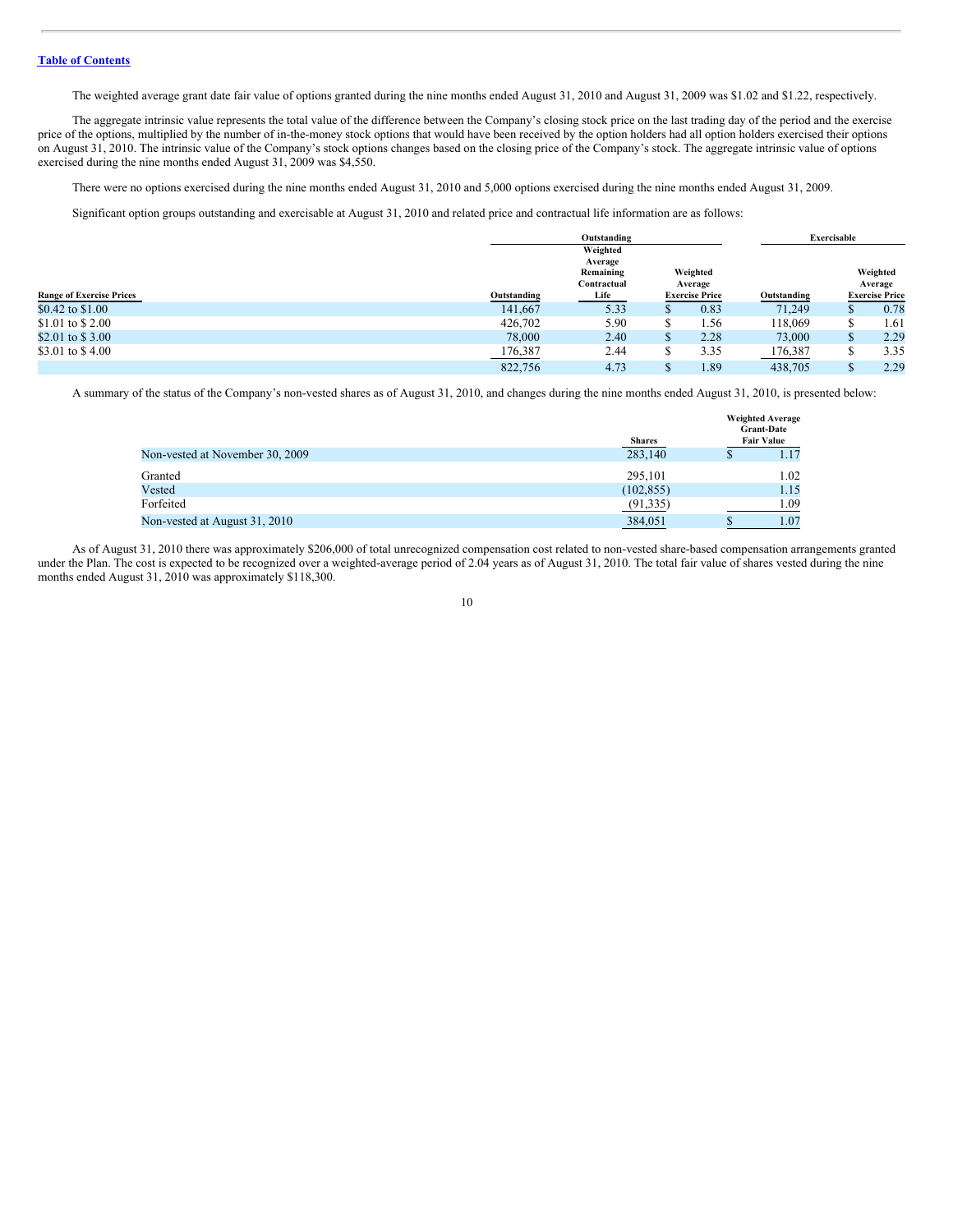The weighted average grant date fair value of options granted during the nine months ended August 31, 2010 and August 31, 2009 was $1.02 and $1.22, respectively.

The aggregate intrinsic value represents the total value of the difference between the Company's closing stock price on the last trading day of the period and the exercise price of the options, multiplied by the number of in-the-money stock options that would have been received by the option holders had all option holders exercised their options on August 31, 2010. The intrinsic value of the Company's stock options changes based on the closing price of the Company's stock. The aggregate intrinsic value of options exercised during the nine months ended August 31, 2009 was $4,550.

There were no options exercised during the nine months ended August 31, 2010 and 5,000 options exercised during the nine months ended August 31, 2009.

Significant option groups outstanding and exercisable at August 31, 2010 and related price and contractual life information are as follows:

| | Outstanding | | | Exercisable | |
|---|---|---|---|---|---|
| Range of Exercise Prices | Outstanding | Weighted Average Remaining Contractual Life | Weighted Average Exercise Price | Outstanding | Weighted Average Exercise Price |
| $0.42 to $1.00 | 141,667 | 5.33 | $ 0.83 | 71,249 | $ 0.78 |
| $1.01 to $ 2.00 | 426,702 | 5.90 | $ 1.56 | 118,069 | $ 1.61 |
| $2.01 to $ 3.00 | 78,000 | 2.40 | $ 2.28 | 73,000 | $ 2.29 |
| $3.01 to $ 4.00 | 176,387 | 2.44 | $ 3.35 | 176,387 | $ 3.35 |
| | 822,756 | 4.73 | $ 1.89 | 438,705 | $ 2.29 |

A summary of the status of the Company's non-vested shares as of August 31, 2010, and changes during the nine months ended August 31, 2010, is presented below:

| | Shares | Weighted Average Grant-Date Fair Value |
|---|---|---|
| Non-vested at November 30, 2009 | 283,140 | $ 1.17 |
| Granted | 295,101 | 1.02 |
| Vested | (102,855) | 1.15 |
| Forfeited | (91,335) | 1.09 |
| Non-vested at August 31, 2010 | 384,051 | $ 1.07 |

As of August 31, 2010 there was approximately $206,000 of total unrecognized compensation cost related to non-vested share-based compensation arrangements granted under the Plan. The cost is expected to be recognized over a weighted-average period of 2.04 years as of August 31, 2010. The total fair value of shares vested during the nine months ended August 31, 2010 was approximately $118,300.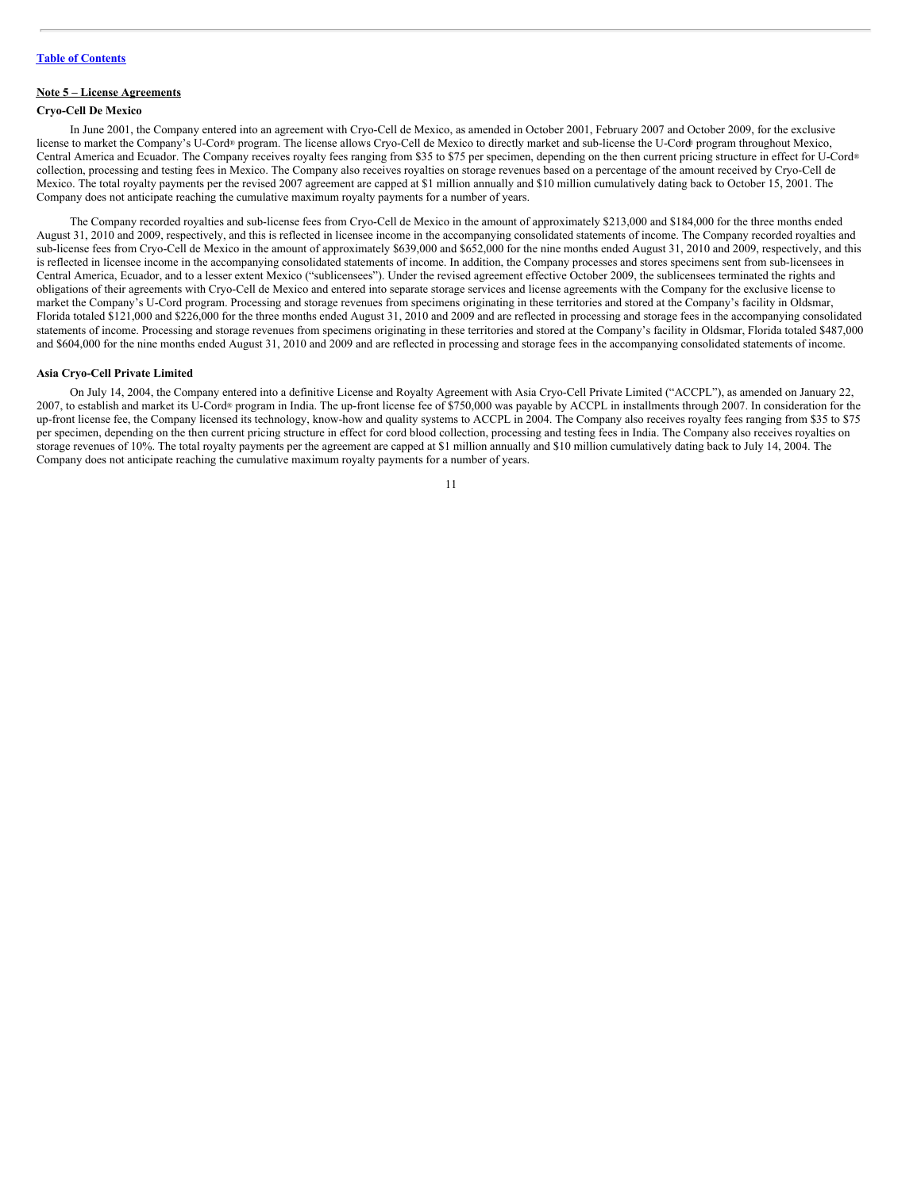Table of Contents

## Note 5 – License Agreements

### Cryo-Cell De Mexico

In June 2001, the Company entered into an agreement with Cryo-Cell de Mexico, as amended in October 2001, February 2007 and October 2009, for the exclusive license to market the Company's U-Cord® program. The license allows Cryo-Cell de Mexico to directly market and sub-license the U-Cord® program throughout Mexico, Central America and Ecuador. The Company receives royalty fees ranging from $35 to $75 per specimen, depending on the then current pricing structure in effect for U-Cord® collection, processing and testing fees in Mexico. The Company also receives royalties on storage revenues based on a percentage of the amount received by Cryo-Cell de Mexico. The total royalty payments per the revised 2007 agreement are capped at $1 million annually and $10 million cumulatively dating back to October 15, 2001. The Company does not anticipate reaching the cumulative maximum royalty payments for a number of years.

The Company recorded royalties and sub-license fees from Cryo-Cell de Mexico in the amount of approximately $213,000 and $184,000 for the three months ended August 31, 2010 and 2009, respectively, and this is reflected in licensee income in the accompanying consolidated statements of income. The Company recorded royalties and sub-license fees from Cryo-Cell de Mexico in the amount of approximately $639,000 and $652,000 for the nine months ended August 31, 2010 and 2009, respectively, and this is reflected in licensee income in the accompanying consolidated statements of income. In addition, the Company processes and stores specimens sent from sub-licensees in Central America, Ecuador, and to a lesser extent Mexico ("sublicensees"). Under the revised agreement effective October 2009, the sublicensees terminated the rights and obligations of their agreements with Cryo-Cell de Mexico and entered into separate storage services and license agreements with the Company for the exclusive license to market the Company's U-Cord program. Processing and storage revenues from specimens originating in these territories and stored at the Company's facility in Oldsmar, Florida totaled $121,000 and $226,000 for the three months ended August 31, 2010 and 2009 and are reflected in processing and storage fees in the accompanying consolidated statements of income. Processing and storage revenues from specimens originating in these territories and stored at the Company's facility in Oldsmar, Florida totaled $487,000 and $604,000 for the nine months ended August 31, 2010 and 2009 and are reflected in processing and storage fees in the accompanying consolidated statements of income.

### Asia Cryo-Cell Private Limited

On July 14, 2004, the Company entered into a definitive License and Royalty Agreement with Asia Cryo-Cell Private Limited ("ACCPL"), as amended on January 22, 2007, to establish and market its U-Cord® program in India. The up-front license fee of $750,000 was payable by ACCPL in installments through 2007. In consideration for the up-front license fee, the Company licensed its technology, know-how and quality systems to ACCPL in 2004. The Company also receives royalty fees ranging from $35 to $75 per specimen, depending on the then current pricing structure in effect for cord blood collection, processing and testing fees in India. The Company also receives royalties on storage revenues of 10%. The total royalty payments per the agreement are capped at $1 million annually and $10 million cumulatively dating back to July 14, 2004. The Company does not anticipate reaching the cumulative maximum royalty payments for a number of years.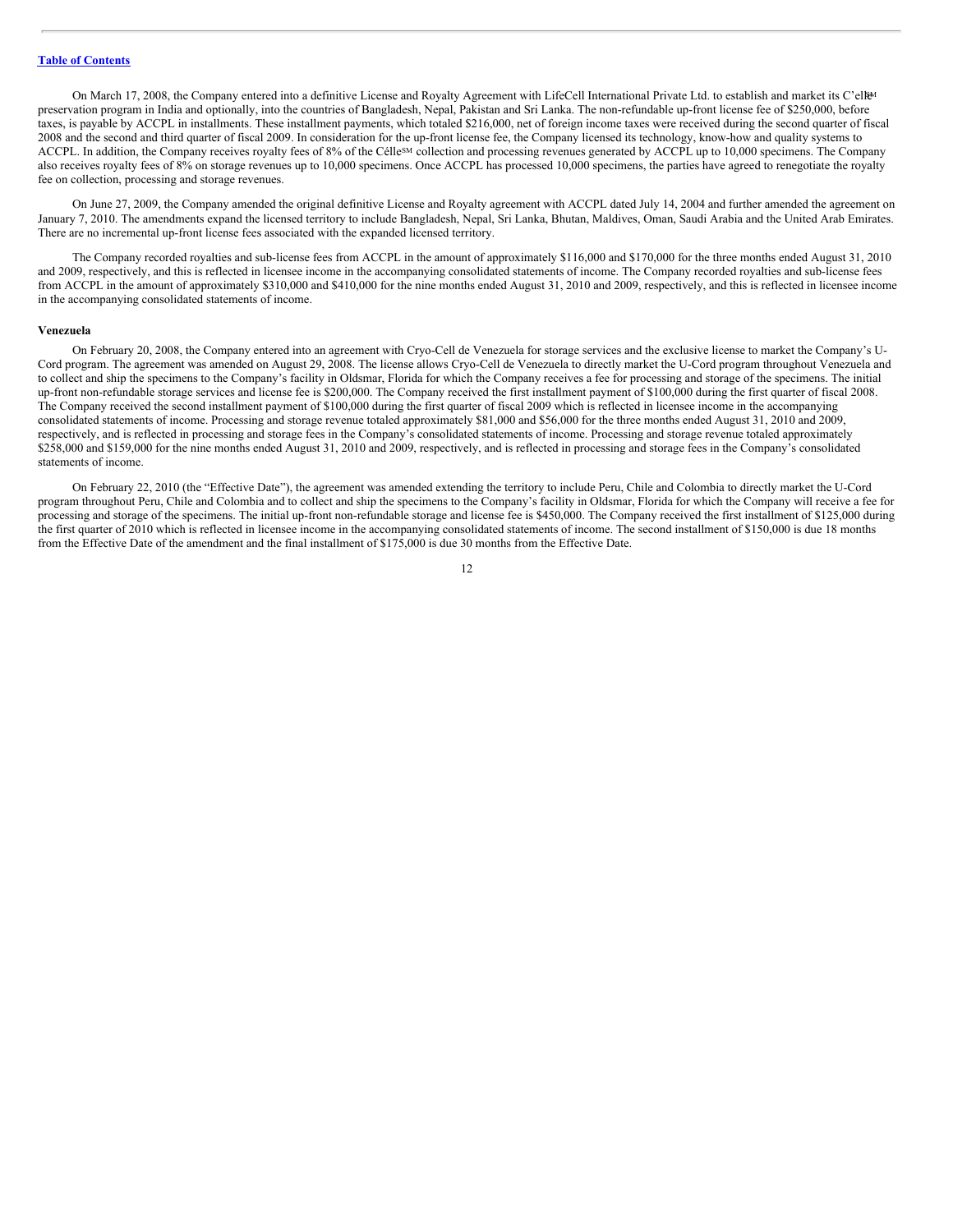On March 17, 2008, the Company entered into a definitive License and Royalty Agreement with LifeCell International Private Ltd. to establish and market its C'elle[SM] preservation program in India and optionally, into the countries of Bangladesh, Nepal, Pakistan and Sri Lanka. The non-refundable up-front license fee of $250,000, before taxes, is payable by ACCPL in installments. These installment payments, which totaled $216,000, net of foreign income taxes were received during the second quarter of fiscal 2008 and the second and third quarter of fiscal 2009. In consideration for the up-front license fee, the Company licensed its technology, know-how and quality systems to ACCPL. In addition, the Company receives royalty fees of 8% of the Célle[SM] collection and processing revenues generated by ACCPL up to 10,000 specimens. The Company also receives royalty fees of 8% on storage revenues up to 10,000 specimens. Once ACCPL has processed 10,000 specimens, the parties have agreed to renegotiate the royalty fee on collection, processing and storage revenues.

On June 27, 2009, the Company amended the original definitive License and Royalty agreement with ACCPL dated July 14, 2004 and further amended the agreement on January 7, 2010. The amendments expand the licensed territory to include Bangladesh, Nepal, Sri Lanka, Bhutan, Maldives, Oman, Saudi Arabia and the United Arab Emirates. There are no incremental up-front license fees associated with the expanded licensed territory.

The Company recorded royalties and sub-license fees from ACCPL in the amount of approximately $116,000 and $170,000 for the three months ended August 31, 2010 and 2009, respectively, and this is reflected in licensee income in the accompanying consolidated statements of income. The Company recorded royalties and sub-license fees from ACCPL in the amount of approximately $310,000 and $410,000 for the nine months ended August 31, 2010 and 2009, respectively, and this is reflected in licensee income in the accompanying consolidated statements of income.

**Venezuela**

On February 20, 2008, the Company entered into an agreement with Cryo-Cell de Venezuela for storage services and the exclusive license to market the Company's U-Cord program. The agreement was amended on August 29, 2008. The license allows Cryo-Cell de Venezuela to directly market the U-Cord program throughout Venezuela and to collect and ship the specimens to the Company's facility in Oldsmar, Florida for which the Company receives a fee for processing and storage of the specimens. The initial up-front non-refundable storage services and license fee is $200,000. The Company received the first installment payment of $100,000 during the first quarter of fiscal 2008. The Company received the second installment payment of $100,000 during the first quarter of fiscal 2009 which is reflected in licensee income in the accompanying consolidated statements of income. Processing and storage revenue totaled approximately $81,000 and $56,000 for the three months ended August 31, 2010 and 2009, respectively, and is reflected in processing and storage fees in the Company's consolidated statements of income. Processing and storage revenue totaled approximately $258,000 and $159,000 for the nine months ended August 31, 2010 and 2009, respectively, and is reflected in processing and storage fees in the Company's consolidated statements of income.

On February 22, 2010 (the "Effective Date"), the agreement was amended extending the territory to include Peru, Chile and Colombia to directly market the U-Cord program throughout Peru, Chile and Colombia and to collect and ship the specimens to the Company's facility in Oldsmar, Florida for which the Company will receive a fee for processing and storage of the specimens. The initial up-front non-refundable storage and license fee is $450,000. The Company received the first installment of $125,000 during the first quarter of 2010 which is reflected in licensee income in the accompanying consolidated statements of income. The second installment of $150,000 is due 18 months from the Effective Date of the amendment and the final installment of $175,000 is due 30 months from the Effective Date.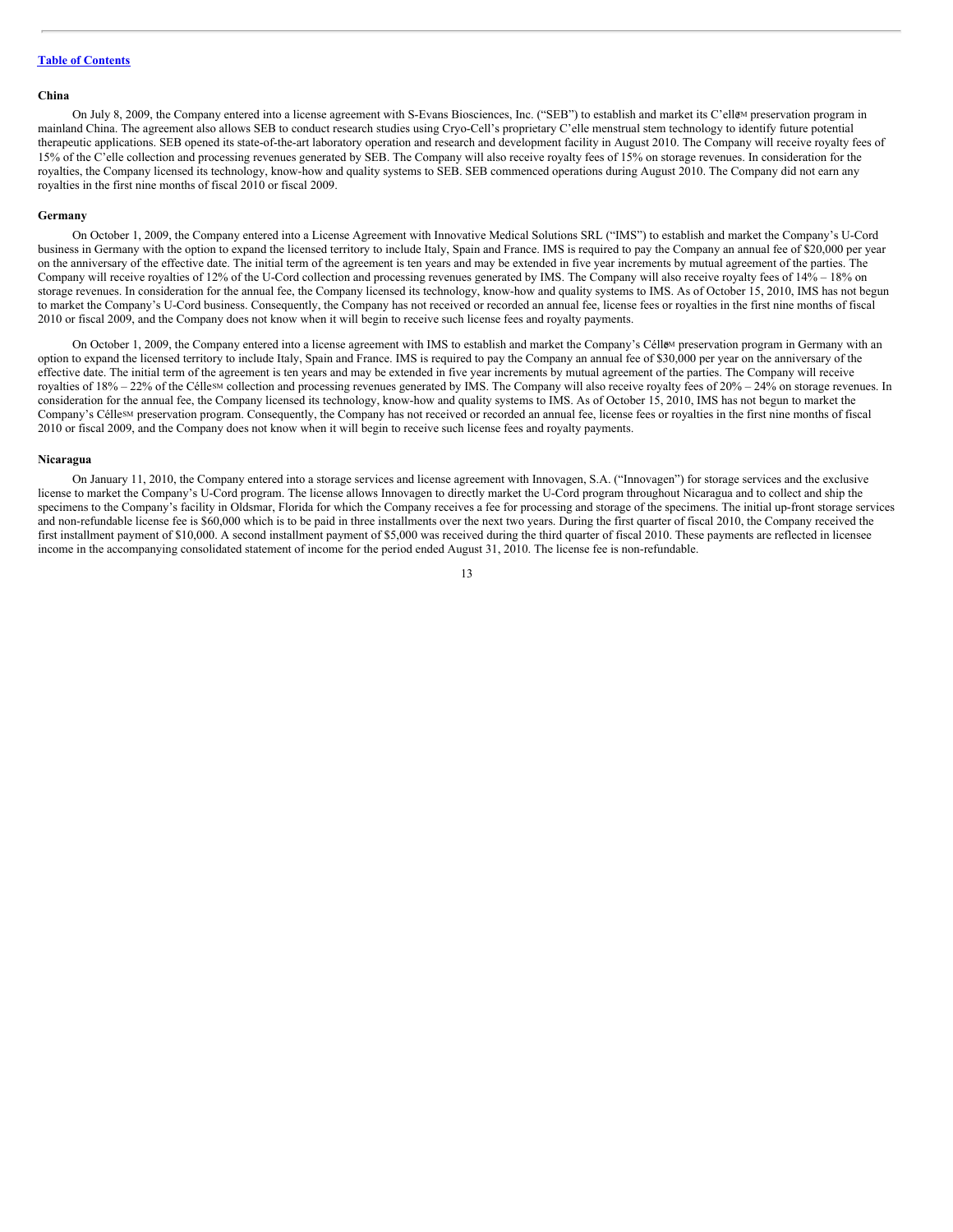**Table of Contents**

**China**

On July 8, 2009, the Company entered into a license agreement with S-Evans Biosciences, Inc. ("SEB") to establish and market its C'elle[SM] preservation program in mainland China. The agreement also allows SEB to conduct research studies using Cryo-Cell's proprietary C'elle menstrual stem technology to identify future potential therapeutic applications. SEB opened its state-of-the-art laboratory operation and research and development facility in August 2010. The Company will receive royalty fees of 15% of the C'elle collection and processing revenues generated by SEB. The Company will also receive royalty fees of 15% on storage revenues. In consideration for the royalties, the Company licensed its technology, know-how and quality systems to SEB. SEB commenced operations during August 2010. The Company did not earn any royalties in the first nine months of fiscal 2010 or fiscal 2009.

**Germany**

On October 1, 2009, the Company entered into a License Agreement with Innovative Medical Solutions SRL ("IMS") to establish and market the Company's U-Cord business in Germany with the option to expand the licensed territory to include Italy, Spain and France. IMS is required to pay the Company an annual fee of $20,000 per year on the anniversary of the effective date. The initial term of the agreement is ten years and may be extended in five year increments by mutual agreement of the parties. The Company will receive royalties of 12% of the U-Cord collection and processing revenues generated by IMS. The Company will also receive royalty fees of 14% – 18% on storage revenues. In consideration for the annual fee, the Company licensed its technology, know-how and quality systems to IMS. As of October 15, 2010, IMS has not begun to market the Company's U-Cord business. Consequently, the Company has not received or recorded an annual fee, license fees or royalties in the first nine months of fiscal 2010 or fiscal 2009, and the Company does not know when it will begin to receive such license fees and royalty payments.

On October 1, 2009, the Company entered into a license agreement with IMS to establish and market the Company's Célle[SM] preservation program in Germany with an option to expand the licensed territory to include Italy, Spain and France. IMS is required to pay the Company an annual fee of $30,000 per year on the anniversary of the effective date. The initial term of the agreement is ten years and may be extended in five year increments by mutual agreement of the parties. The Company will receive royalties of 18% – 22% of the Célle[SM] collection and processing revenues generated by IMS. The Company will also receive royalty fees of 20% – 24% on storage revenues. In consideration for the annual fee, the Company licensed its technology, know-how and quality systems to IMS. As of October 15, 2010, IMS has not begun to market the Company's Célle[SM] preservation program. Consequently, the Company has not received or recorded an annual fee, license fees or royalties in the first nine months of fiscal 2010 or fiscal 2009, and the Company does not know when it will begin to receive such license fees and royalty payments.

**Nicaragua**

On January 11, 2010, the Company entered into a storage services and license agreement with Innovagen, S.A. ("Innovagen") for storage services and the exclusive license to market the Company's U-Cord program. The license allows Innovagen to directly market the U-Cord program throughout Nicaragua and to collect and ship the specimens to the Company's facility in Oldsmar, Florida for which the Company receives a fee for processing and storage of the specimens. The initial up-front storage services and non-refundable license fee is $60,000 which is to be paid in three installments over the next two years. During the first quarter of fiscal 2010, the Company received the first installment payment of $10,000. A second installment payment of $5,000 was received during the third quarter of fiscal 2010. These payments are reflected in licensee income in the accompanying consolidated statement of income for the period ended August 31, 2010. The license fee is non-refundable.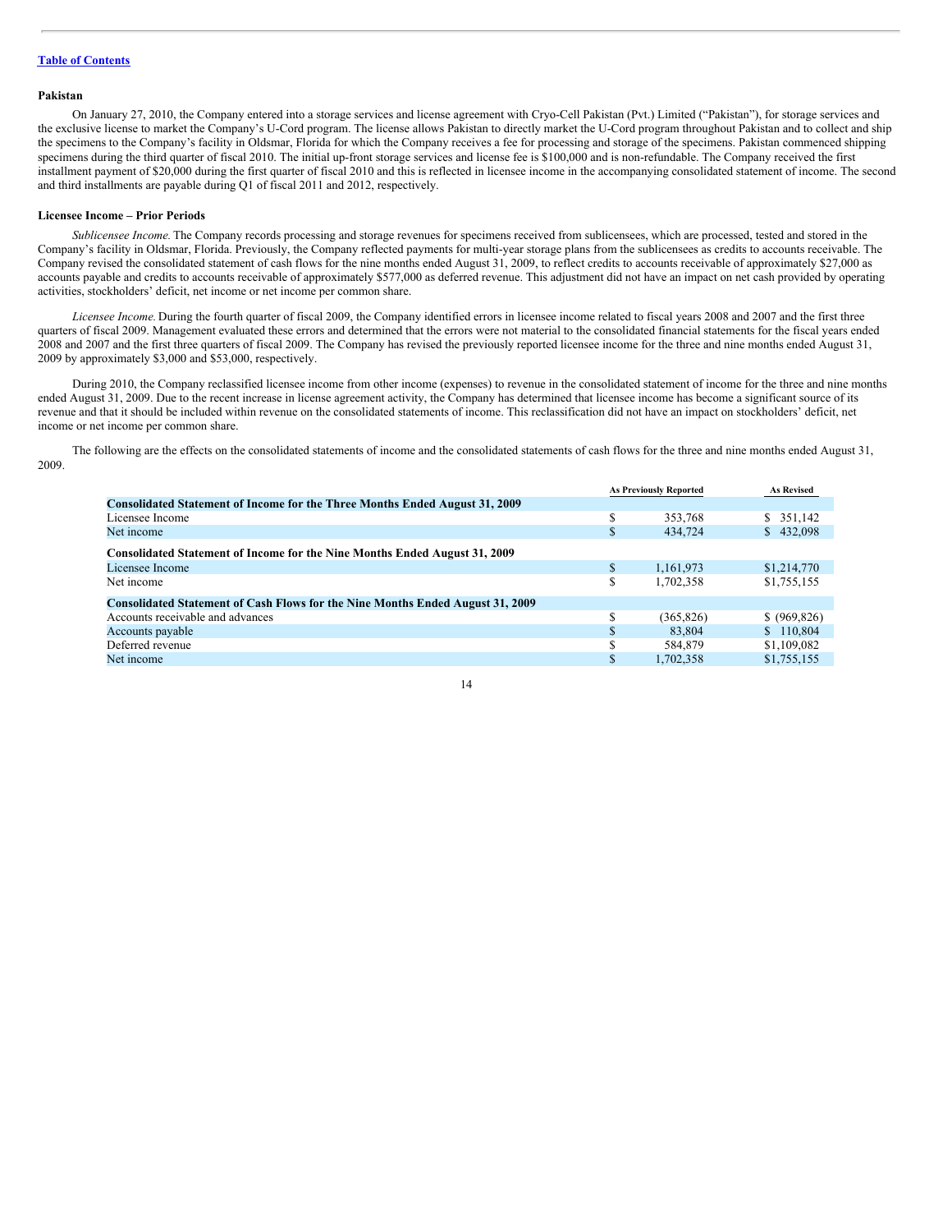**Pakistan**

On January 27, 2010, the Company entered into a storage services and license agreement with Cryo-Cell Pakistan (Pvt.) Limited ("Pakistan"), for storage services and the exclusive license to market the Company's U-Cord program. The license allows Pakistan to directly market the U-Cord program throughout Pakistan and to collect and ship the specimens to the Company's facility in Oldsmar, Florida for which the Company receives a fee for processing and storage of the specimens. Pakistan commenced shipping specimens during the third quarter of fiscal 2010. The initial up-front storage services and license fee is $100,000 and is non-refundable. The Company received the first installment payment of $20,000 during the first quarter of fiscal 2010 and this is reflected in licensee income in the accompanying consolidated statement of income. The second and third installments are payable during Q1 of fiscal 2011 and 2012, respectively.

**Licensee Income – Prior Periods**

*Sublicensee Income.* The Company records processing and storage revenues for specimens received from sublicensees, which are processed, tested and stored in the Company's facility in Oldsmar, Florida. Previously, the Company reflected payments for multi-year storage plans from the sublicensees as credits to accounts receivable. The Company revised the consolidated statement of cash flows for the nine months ended August 31, 2009, to reflect credits to accounts receivable of approximately $27,000 as accounts payable and credits to accounts receivable of approximately $577,000 as deferred revenue. This adjustment did not have an impact on net cash provided by operating activities, stockholders' deficit, net income or net income per common share.

*Licensee Income.* During the fourth quarter of fiscal 2009, the Company identified errors in licensee income related to fiscal years 2008 and 2007 and the first three quarters of fiscal 2009. Management evaluated these errors and determined that the errors were not material to the consolidated financial statements for the fiscal years ended 2008 and 2007 and the first three quarters of fiscal 2009. The Company has revised the previously reported licensee income for the three and nine months ended August 31, 2009 by approximately $3,000 and $53,000, respectively.

During 2010, the Company reclassified licensee income from other income (expenses) to revenue in the consolidated statement of income for the three and nine months ended August 31, 2009. Due to the recent increase in license agreement activity, the Company has determined that licensee income has become a significant source of its revenue and that it should be included within revenue on the consolidated statements of income. This reclassification did not have an impact on stockholders' deficit, net income or net income per common share.

The following are the effects on the consolidated statements of income and the consolidated statements of cash flows for the three and nine months ended August 31, 2009.

| | As Previously Reported | As Revised |
|---|---|---|
| **Consolidated Statement of Income for the Three Months Ended August 31, 2009** | | |
| Licensee Income | $ 353,768 | $ 351,142 |
| Net income | $ 434,724 | $ 432,098 |
| **Consolidated Statement of Income for the Nine Months Ended August 31, 2009** | | |
| Licensee Income | $ 1,161,973 | $1,214,770 |
| Net income | $ 1,702,358 | $1,755,155 |
| **Consolidated Statement of Cash Flows for the Nine Months Ended August 31, 2009** | | |
| Accounts receivable and advances | $ (365,826) | $ (969,826) |
| Accounts payable | $ 83,804 | $ 110,804 |
| Deferred revenue | $ 584,879 | $1,109,082 |
| Net income | $ 1,702,358 | $1,755,155 |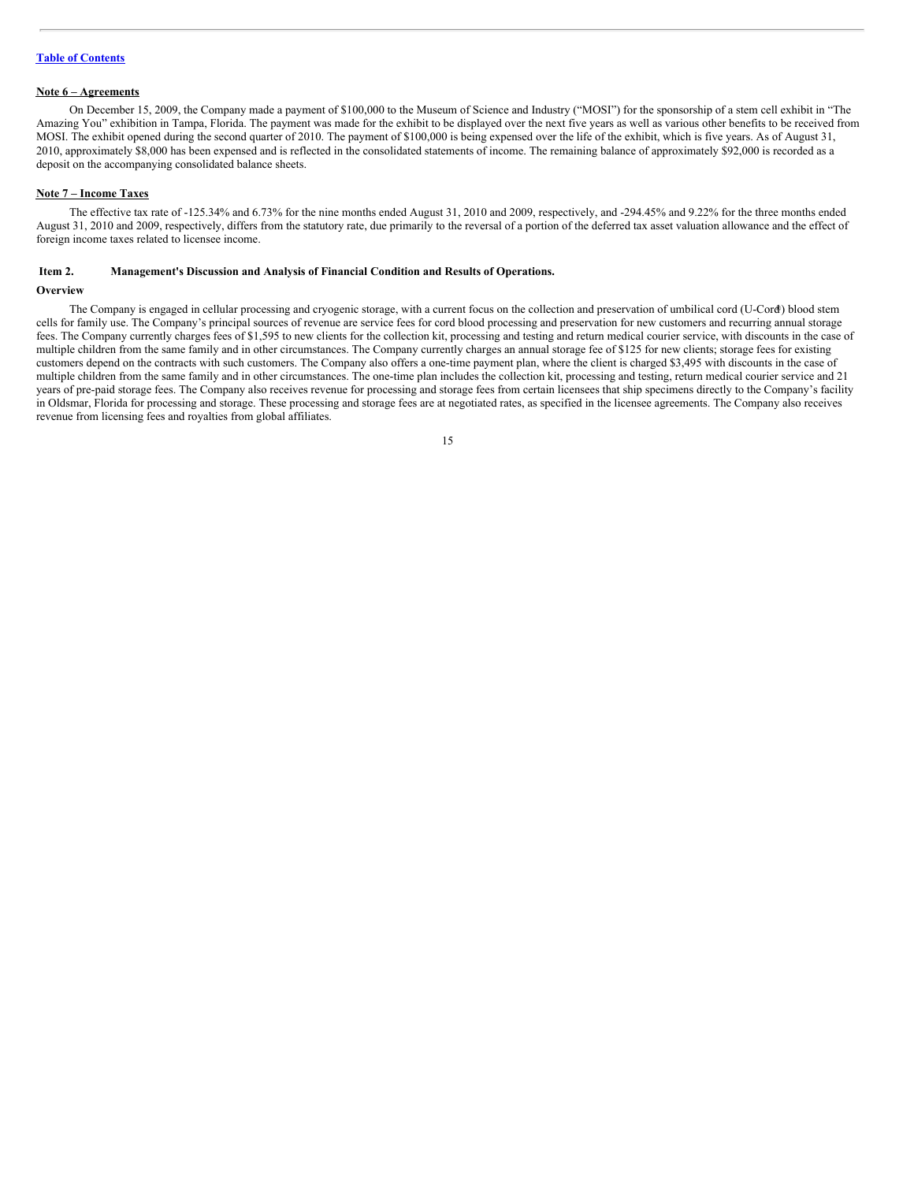[Table of Contents](#)

## Note 6 – Agreements

On December 15, 2009, the Company made a payment of $100,000 to the Museum of Science and Industry ("MOSI") for the sponsorship of a stem cell exhibit in "The Amazing You" exhibition in Tampa, Florida. The payment was made for the exhibit to be displayed over the next five years as well as various other benefits to be received from MOSI. The exhibit opened during the second quarter of 2010. The payment of $100,000 is being expensed over the life of the exhibit, which is five years. As of August 31, 2010, approximately $8,000 has been expensed and is reflected in the consolidated statements of income. The remaining balance of approximately $92,000 is recorded as a deposit on the accompanying consolidated balance sheets.

## Note 7 – Income Taxes

The effective tax rate of -125.34% and 6.73% for the nine months ended August 31, 2010 and 2009, respectively, and -294.45% and 9.22% for the three months ended August 31, 2010 and 2009, respectively, differs from the statutory rate, due primarily to the reversal of a portion of the deferred tax asset valuation allowance and the effect of foreign income taxes related to licensee income.

## Item 2. Management's Discussion and Analysis of Financial Condition and Results of Operations.

### Overview

The Company is engaged in cellular processing and cryogenic storage, with a current focus on the collection and preservation of umbilical cord (U-Cord®) blood stem cells for family use. The Company's principal sources of revenue are service fees for cord blood processing and preservation for new customers and recurring annual storage fees. The Company currently charges fees of $1,595 to new clients for the collection kit, processing and testing and return medical courier service, with discounts in the case of multiple children from the same family and in other circumstances. The Company currently charges an annual storage fee of $125 for new clients; storage fees for existing customers depend on the contracts with such customers. The Company also offers a one-time payment plan, where the client is charged $3,495 with discounts in the case of multiple children from the same family and in other circumstances. The one-time plan includes the collection kit, processing and testing, return medical courier service and 21 years of pre-paid storage fees. The Company also receives revenue for processing and storage fees from certain licensees that ship specimens directly to the Company's facility in Oldsmar, Florida for processing and storage. These processing and storage fees are at negotiated rates, as specified in the licensee agreements. The Company also receives revenue from licensing fees and royalties from global affiliates.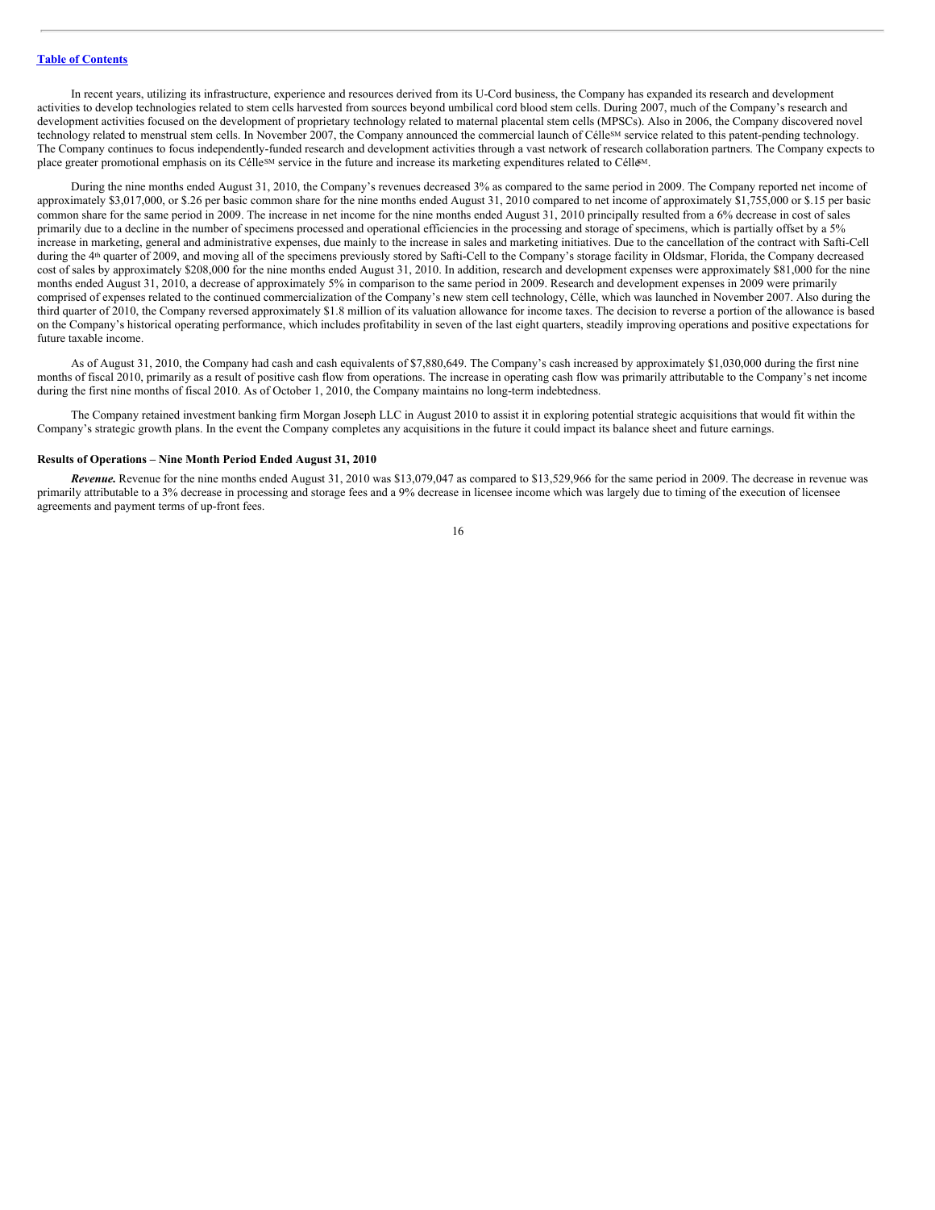[Table of Contents](#)

In recent years, utilizing its infrastructure, experience and resources derived from its U-Cord business, the Company has expanded its research and development activities to develop technologies related to stem cells harvested from sources beyond umbilical cord blood stem cells. During 2007, much of the Company's research and development activities focused on the development of proprietary technology related to maternal placental stem cells (MPSCs). Also in 2006, the Company discovered novel technology related to menstrual stem cells. In November 2007, the Company announced the commercial launch of Célle℠ service related to this patent-pending technology. The Company continues to focus independently-funded research and development activities through a vast network of research collaboration partners. The Company expects to place greater promotional emphasis on its Célle℠ service in the future and increase its marketing expenditures related to Célle℠.

During the nine months ended August 31, 2010, the Company's revenues decreased 3% as compared to the same period in 2009. The Company reported net income of approximately $3,017,000, or $.26 per basic common share for the nine months ended August 31, 2010 compared to net income of approximately $1,755,000 or $.15 per basic common share for the same period in 2009. The increase in net income for the nine months ended August 31, 2010 principally resulted from a 6% decrease in cost of sales primarily due to a decline in the number of specimens processed and operational efficiencies in the processing and storage of specimens, which is partially offset by a 5% increase in marketing, general and administrative expenses, due mainly to the increase in sales and marketing initiatives. Due to the cancellation of the contract with Safti-Cell during the 4th quarter of 2009, and moving all of the specimens previously stored by Safti-Cell to the Company's storage facility in Oldsmar, Florida, the Company decreased cost of sales by approximately $208,000 for the nine months ended August 31, 2010. In addition, research and development expenses were approximately $81,000 for the nine months ended August 31, 2010, a decrease of approximately 5% in comparison to the same period in 2009. Research and development expenses in 2009 were primarily comprised of expenses related to the continued commercialization of the Company's new stem cell technology, Célle, which was launched in November 2007. Also during the third quarter of 2010, the Company reversed approximately $1.8 million of its valuation allowance for income taxes. The decision to reverse a portion of the allowance is based on the Company's historical operating performance, which includes profitability in seven of the last eight quarters, steadily improving operations and positive expectations for future taxable income.

As of August 31, 2010, the Company had cash and cash equivalents of $7,880,649. The Company's cash increased by approximately $1,030,000 during the first nine months of fiscal 2010, primarily as a result of positive cash flow from operations. The increase in operating cash flow was primarily attributable to the Company's net income during the first nine months of fiscal 2010. As of October 1, 2010, the Company maintains no long-term indebtedness.

The Company retained investment banking firm Morgan Joseph LLC in August 2010 to assist it in exploring potential strategic acquisitions that would fit within the Company's strategic growth plans. In the event the Company completes any acquisitions in the future it could impact its balance sheet and future earnings.

### Results of Operations – Nine Month Period Ended August 31, 2010

***Revenue.*** Revenue for the nine months ended August 31, 2010 was $13,079,047 as compared to $13,529,966 for the same period in 2009. The decrease in revenue was primarily attributable to a 3% decrease in processing and storage fees and a 9% decrease in licensee income which was largely due to timing of the execution of licensee agreements and payment terms of up-front fees.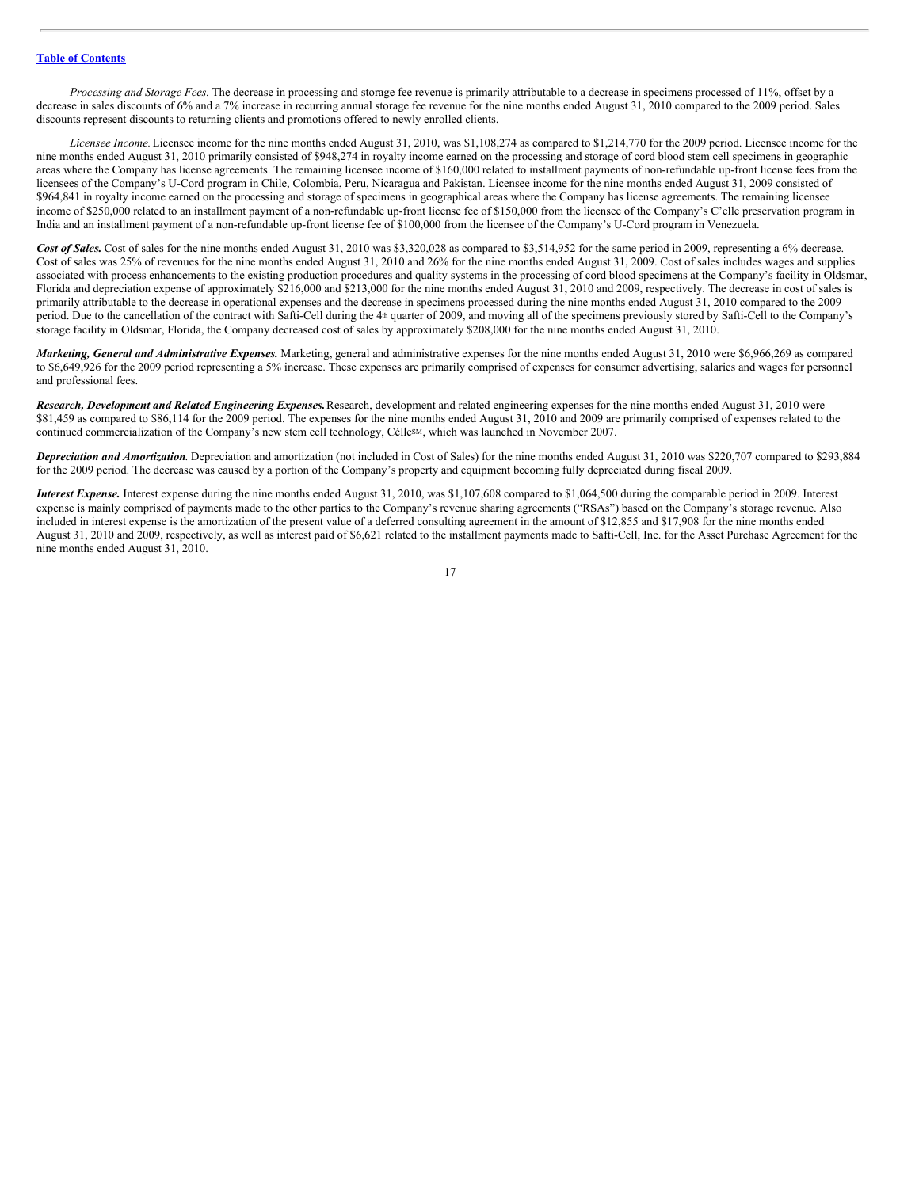*Processing and Storage Fees.* The decrease in processing and storage fee revenue is primarily attributable to a decrease in specimens processed of 11%, offset by a decrease in sales discounts of 6% and a 7% increase in recurring annual storage fee revenue for the nine months ended August 31, 2010 compared to the 2009 period. Sales discounts represent discounts to returning clients and promotions offered to newly enrolled clients.

*Licensee Income.* Licensee income for the nine months ended August 31, 2010, was $1,108,274 as compared to $1,214,770 for the 2009 period. Licensee income for the nine months ended August 31, 2010 primarily consisted of $948,274 in royalty income earned on the processing and storage of cord blood stem cell specimens in geographic areas where the Company has license agreements. The remaining licensee income of $160,000 related to installment payments of non-refundable up-front license fees from the licensees of the Company's U-Cord program in Chile, Colombia, Peru, Nicaragua and Pakistan. Licensee income for the nine months ended August 31, 2009 consisted of $964,841 in royalty income earned on the processing and storage of specimens in geographical areas where the Company has license agreements. The remaining licensee income of $250,000 related to an installment payment of a non-refundable up-front license fee of $150,000 from the licensee of the Company's C'elle preservation program in India and an installment payment of a non-refundable up-front license fee of $100,000 from the licensee of the Company's U-Cord program in Venezuela.

***Cost of Sales.*** Cost of sales for the nine months ended August 31, 2010 was $3,320,028 as compared to $3,514,952 for the same period in 2009, representing a 6% decrease. Cost of sales was 25% of revenues for the nine months ended August 31, 2010 and 26% for the nine months ended August 31, 2009. Cost of sales includes wages and supplies associated with process enhancements to the existing production procedures and quality systems in the processing of cord blood specimens at the Company's facility in Oldsmar, Florida and depreciation expense of approximately $216,000 and $213,000 for the nine months ended August 31, 2010 and 2009, respectively. The decrease in cost of sales is primarily attributable to the decrease in operational expenses and the decrease in specimens processed during the nine months ended August 31, 2010 compared to the 2009 period. Due to the cancellation of the contract with Safti-Cell during the 4th quarter of 2009, and moving all of the specimens previously stored by Safti-Cell to the Company's storage facility in Oldsmar, Florida, the Company decreased cost of sales by approximately $208,000 for the nine months ended August 31, 2010.

***Marketing, General and Administrative Expenses.*** Marketing, general and administrative expenses for the nine months ended August 31, 2010 were $6,966,269 as compared to $6,649,926 for the 2009 period representing a 5% increase. These expenses are primarily comprised of expenses for consumer advertising, salaries and wages for personnel and professional fees.

***Research, Development and Related Engineering Expenses.*** Research, development and related engineering expenses for the nine months ended August 31, 2010 were $81,459 as compared to $86,114 for the 2009 period. The expenses for the nine months ended August 31, 2010 and 2009 are primarily comprised of expenses related to the continued commercialization of the Company's new stem cell technology, Célle[SM], which was launched in November 2007.

***Depreciation and Amortization****.* Depreciation and amortization (not included in Cost of Sales) for the nine months ended August 31, 2010 was $220,707 compared to $293,884 for the 2009 period. The decrease was caused by a portion of the Company's property and equipment becoming fully depreciated during fiscal 2009.

***Interest Expense.*** Interest expense during the nine months ended August 31, 2010, was $1,107,608 compared to $1,064,500 during the comparable period in 2009. Interest expense is mainly comprised of payments made to the other parties to the Company's revenue sharing agreements ("RSAs") based on the Company's storage revenue. Also included in interest expense is the amortization of the present value of a deferred consulting agreement in the amount of $12,855 and $17,908 for the nine months ended August 31, 2010 and 2009, respectively, as well as interest paid of $6,621 related to the installment payments made to Safti-Cell, Inc. for the Asset Purchase Agreement for the nine months ended August 31, 2010.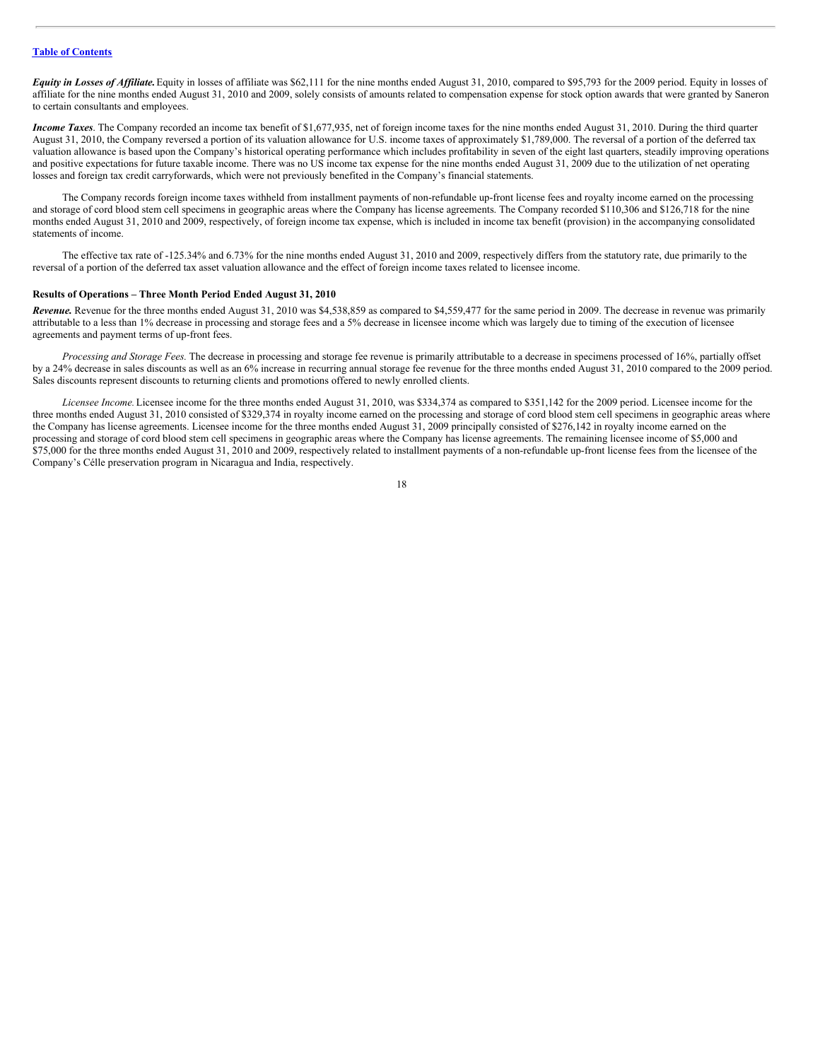***Equity in Losses of Affiliate.*** Equity in losses of affiliate was $62,111 for the nine months ended August 31, 2010, compared to $95,793 for the 2009 period. Equity in losses of affiliate for the nine months ended August 31, 2010 and 2009, solely consists of amounts related to compensation expense for stock option awards that were granted by Saneron to certain consultants and employees.

***Income Taxes***. The Company recorded an income tax benefit of $1,677,935, net of foreign income taxes for the nine months ended August 31, 2010. During the third quarter August 31, 2010, the Company reversed a portion of its valuation allowance for U.S. income taxes of approximately $1,789,000. The reversal of a portion of the deferred tax valuation allowance is based upon the Company's historical operating performance which includes profitability in seven of the eight last quarters, steadily improving operations and positive expectations for future taxable income. There was no US income tax expense for the nine months ended August 31, 2009 due to the utilization of net operating losses and foreign tax credit carryforwards, which were not previously benefited in the Company's financial statements.

The Company records foreign income taxes withheld from installment payments of non-refundable up-front license fees and royalty income earned on the processing and storage of cord blood stem cell specimens in geographic areas where the Company has license agreements. The Company recorded $110,306 and $126,718 for the nine months ended August 31, 2010 and 2009, respectively, of foreign income tax expense, which is included in income tax benefit (provision) in the accompanying consolidated statements of income.

The effective tax rate of -125.34% and 6.73% for the nine months ended August 31, 2010 and 2009, respectively differs from the statutory rate, due primarily to the reversal of a portion of the deferred tax asset valuation allowance and the effect of foreign income taxes related to licensee income.

**Results of Operations – Three Month Period Ended August 31, 2010**

***Revenue.*** Revenue for the three months ended August 31, 2010 was $4,538,859 as compared to $4,559,477 for the same period in 2009. The decrease in revenue was primarily attributable to a less than 1% decrease in processing and storage fees and a 5% decrease in licensee income which was largely due to timing of the execution of licensee agreements and payment terms of up-front fees.

*Processing and Storage Fees.* The decrease in processing and storage fee revenue is primarily attributable to a decrease in specimens processed of 16%, partially offset by a 24% decrease in sales discounts as well as an 6% increase in recurring annual storage fee revenue for the three months ended August 31, 2010 compared to the 2009 period. Sales discounts represent discounts to returning clients and promotions offered to newly enrolled clients.

*Licensee Income.* Licensee income for the three months ended August 31, 2010, was $334,374 as compared to $351,142 for the 2009 period. Licensee income for the three months ended August 31, 2010 consisted of $329,374 in royalty income earned on the processing and storage of cord blood stem cell specimens in geographic areas where the Company has license agreements. Licensee income for the three months ended August 31, 2009 principally consisted of $276,142 in royalty income earned on the processing and storage of cord blood stem cell specimens in geographic areas where the Company has license agreements. The remaining licensee income of $5,000 and $75,000 for the three months ended August 31, 2010 and 2009, respectively related to installment payments of a non-refundable up-front license fees from the licensee of the Company's Célle preservation program in Nicaragua and India, respectively.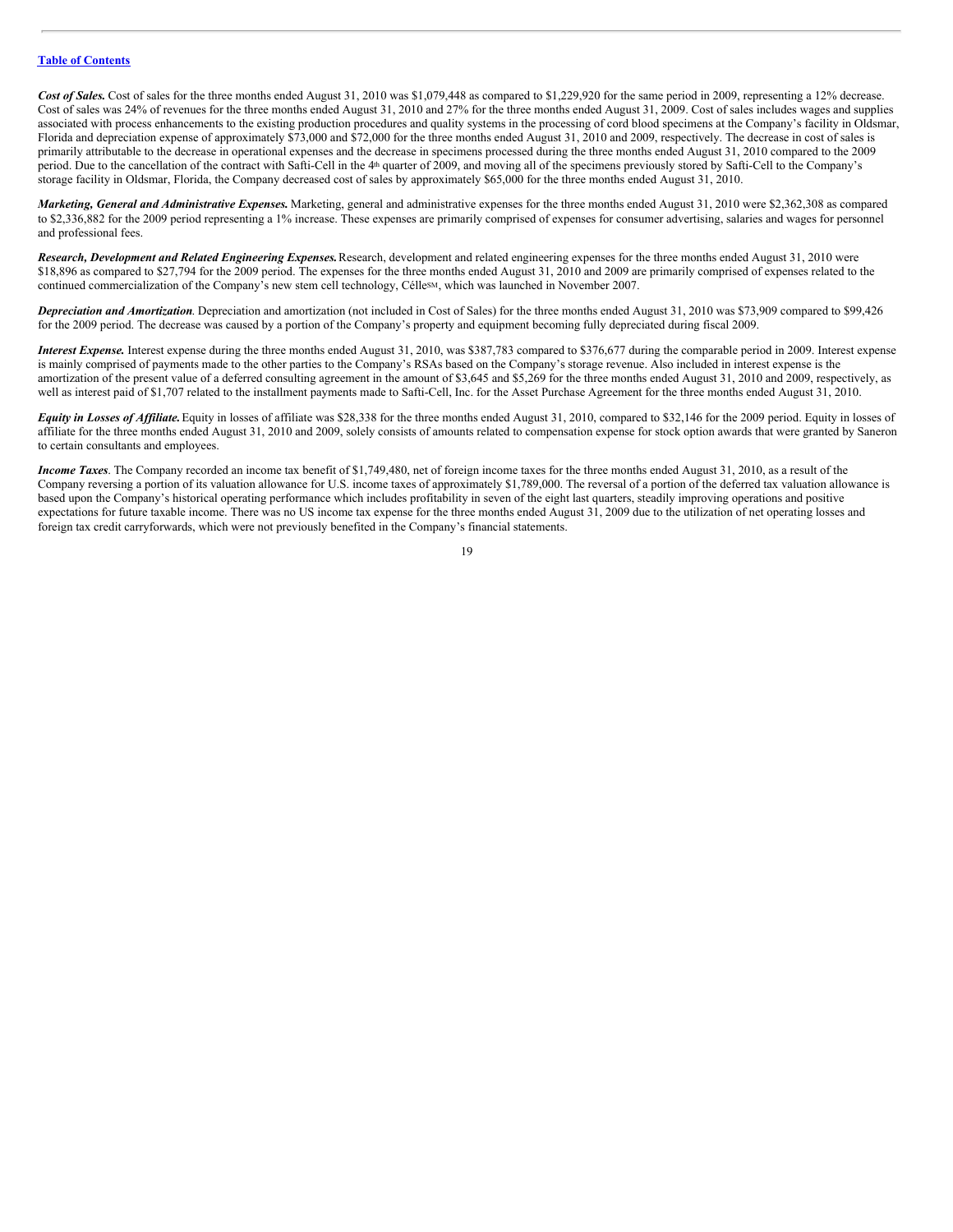[Table of Contents](#)

***Cost of Sales.*** Cost of sales for the three months ended August 31, 2010 was $1,079,448 as compared to $1,229,920 for the same period in 2009, representing a 12% decrease. Cost of sales was 24% of revenues for the three months ended August 31, 2010 and 27% for the three months ended August 31, 2009. Cost of sales includes wages and supplies associated with process enhancements to the existing production procedures and quality systems in the processing of cord blood specimens at the Company's facility in Oldsmar, Florida and depreciation expense of approximately $73,000 and $72,000 for the three months ended August 31, 2010 and 2009, respectively. The decrease in cost of sales is primarily attributable to the decrease in operational expenses and the decrease in specimens processed during the three months ended August 31, 2010 compared to the 2009 period. Due to the cancellation of the contract with Safti-Cell in the 4th quarter of 2009, and moving all of the specimens previously stored by Safti-Cell to the Company's storage facility in Oldsmar, Florida, the Company decreased cost of sales by approximately $65,000 for the three months ended August 31, 2010.

***Marketing, General and Administrative Expenses.*** Marketing, general and administrative expenses for the three months ended August 31, 2010 were $2,362,308 as compared to $2,336,882 for the 2009 period representing a 1% increase. These expenses are primarily comprised of expenses for consumer advertising, salaries and wages for personnel and professional fees.

***Research, Development and Related Engineering Expenses.*** Research, development and related engineering expenses for the three months ended August 31, 2010 were $18,896 as compared to $27,794 for the 2009 period. The expenses for the three months ended August 31, 2010 and 2009 are primarily comprised of expenses related to the continued commercialization of the Company's new stem cell technology, CélleSM, which was launched in November 2007.

***Depreciation and Amortization*.** Depreciation and amortization (not included in Cost of Sales) for the three months ended August 31, 2010 was $73,909 compared to $99,426 for the 2009 period. The decrease was caused by a portion of the Company's property and equipment becoming fully depreciated during fiscal 2009.

***Interest Expense.*** Interest expense during the three months ended August 31, 2010, was $387,783 compared to $376,677 during the comparable period in 2009. Interest expense is mainly comprised of payments made to the other parties to the Company's RSAs based on the Company's storage revenue. Also included in interest expense is the amortization of the present value of a deferred consulting agreement in the amount of $3,645 and $5,269 for the three months ended August 31, 2010 and 2009, respectively, as well as interest paid of $1,707 related to the installment payments made to Safti-Cell, Inc. for the Asset Purchase Agreement for the three months ended August 31, 2010.

***Equity in Losses of Affiliate.*** Equity in losses of affiliate was $28,338 for the three months ended August 31, 2010, compared to $32,146 for the 2009 period. Equity in losses of affiliate for the three months ended August 31, 2010 and 2009, solely consists of amounts related to compensation expense for stock option awards that were granted by Saneron to certain consultants and employees.

***Income Taxes*.** The Company recorded an income tax benefit of $1,749,480, net of foreign income taxes for the three months ended August 31, 2010, as a result of the Company reversing a portion of its valuation allowance for U.S. income taxes of approximately $1,789,000. The reversal of a portion of the deferred tax valuation allowance is based upon the Company's historical operating performance which includes profitability in seven of the eight last quarters, steadily improving operations and positive expectations for future taxable income. There was no US income tax expense for the three months ended August 31, 2009 due to the utilization of net operating losses and foreign tax credit carryforwards, which were not previously benefited in the Company's financial statements.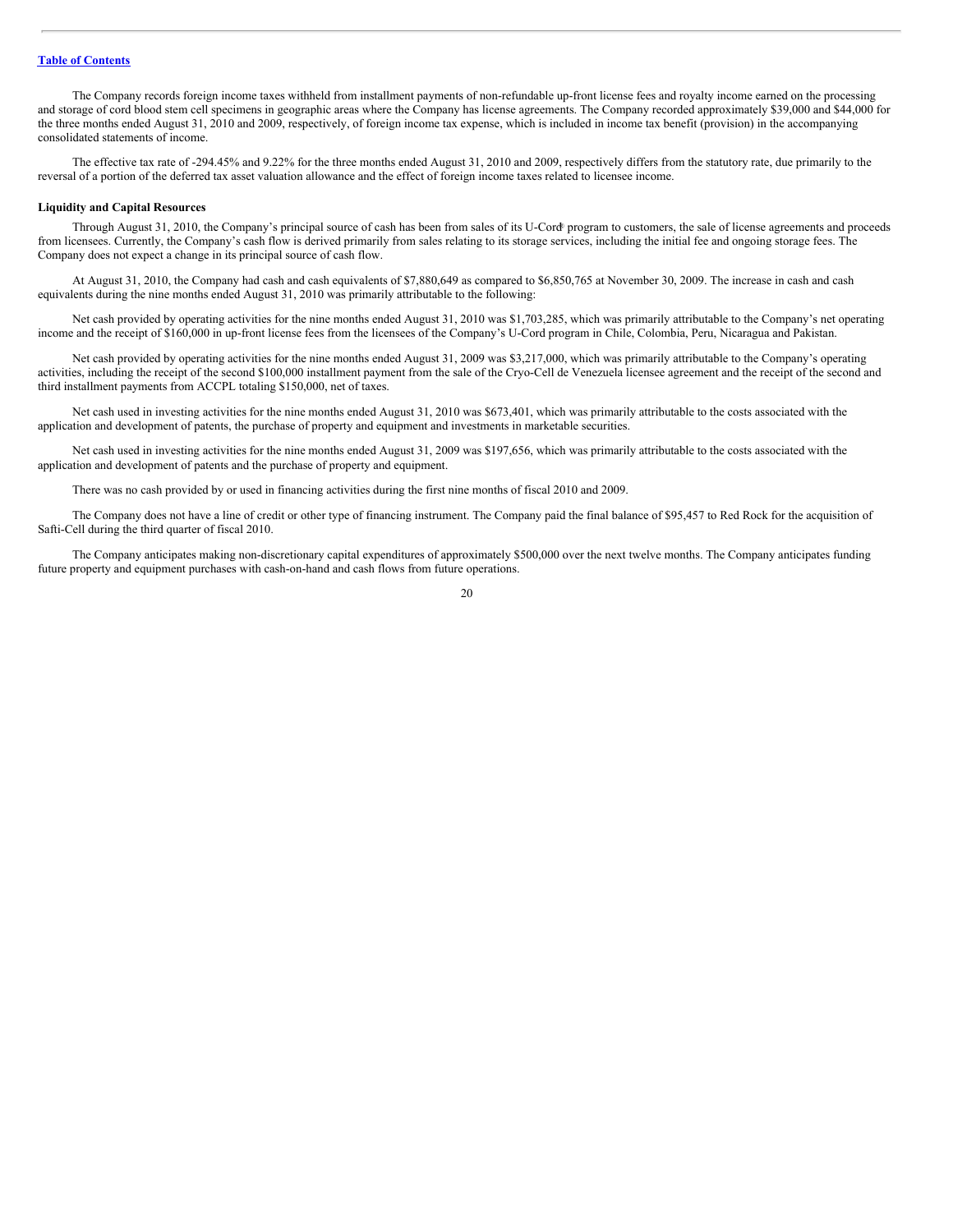The Company records foreign income taxes withheld from installment payments of non-refundable up-front license fees and royalty income earned on the processing and storage of cord blood stem cell specimens in geographic areas where the Company has license agreements. The Company recorded approximately $39,000 and $44,000 for the three months ended August 31, 2010 and 2009, respectively, of foreign income tax expense, which is included in income tax benefit (provision) in the accompanying consolidated statements of income.

The effective tax rate of -294.45% and 9.22% for the three months ended August 31, 2010 and 2009, respectively differs from the statutory rate, due primarily to the reversal of a portion of the deferred tax asset valuation allowance and the effect of foreign income taxes related to licensee income.

**Liquidity and Capital Resources**

Through August 31, 2010, the Company's principal source of cash has been from sales of its U-Cord® program to customers, the sale of license agreements and proceeds from licensees. Currently, the Company's cash flow is derived primarily from sales relating to its storage services, including the initial fee and ongoing storage fees. The Company does not expect a change in its principal source of cash flow.

At August 31, 2010, the Company had cash and cash equivalents of $7,880,649 as compared to $6,850,765 at November 30, 2009. The increase in cash and cash equivalents during the nine months ended August 31, 2010 was primarily attributable to the following:

Net cash provided by operating activities for the nine months ended August 31, 2010 was $1,703,285, which was primarily attributable to the Company's net operating income and the receipt of $160,000 in up-front license fees from the licensees of the Company's U-Cord program in Chile, Colombia, Peru, Nicaragua and Pakistan.

Net cash provided by operating activities for the nine months ended August 31, 2009 was $3,217,000, which was primarily attributable to the Company's operating activities, including the receipt of the second $100,000 installment payment from the sale of the Cryo-Cell de Venezuela licensee agreement and the receipt of the second and third installment payments from ACCPL totaling $150,000, net of taxes.

Net cash used in investing activities for the nine months ended August 31, 2010 was $673,401, which was primarily attributable to the costs associated with the application and development of patents, the purchase of property and equipment and investments in marketable securities.

Net cash used in investing activities for the nine months ended August 31, 2009 was $197,656, which was primarily attributable to the costs associated with the application and development of patents and the purchase of property and equipment.

There was no cash provided by or used in financing activities during the first nine months of fiscal 2010 and 2009.

The Company does not have a line of credit or other type of financing instrument. The Company paid the final balance of $95,457 to Red Rock for the acquisition of Safti-Cell during the third quarter of fiscal 2010.

The Company anticipates making non-discretionary capital expenditures of approximately $500,000 over the next twelve months. The Company anticipates funding future property and equipment purchases with cash-on-hand and cash flows from future operations.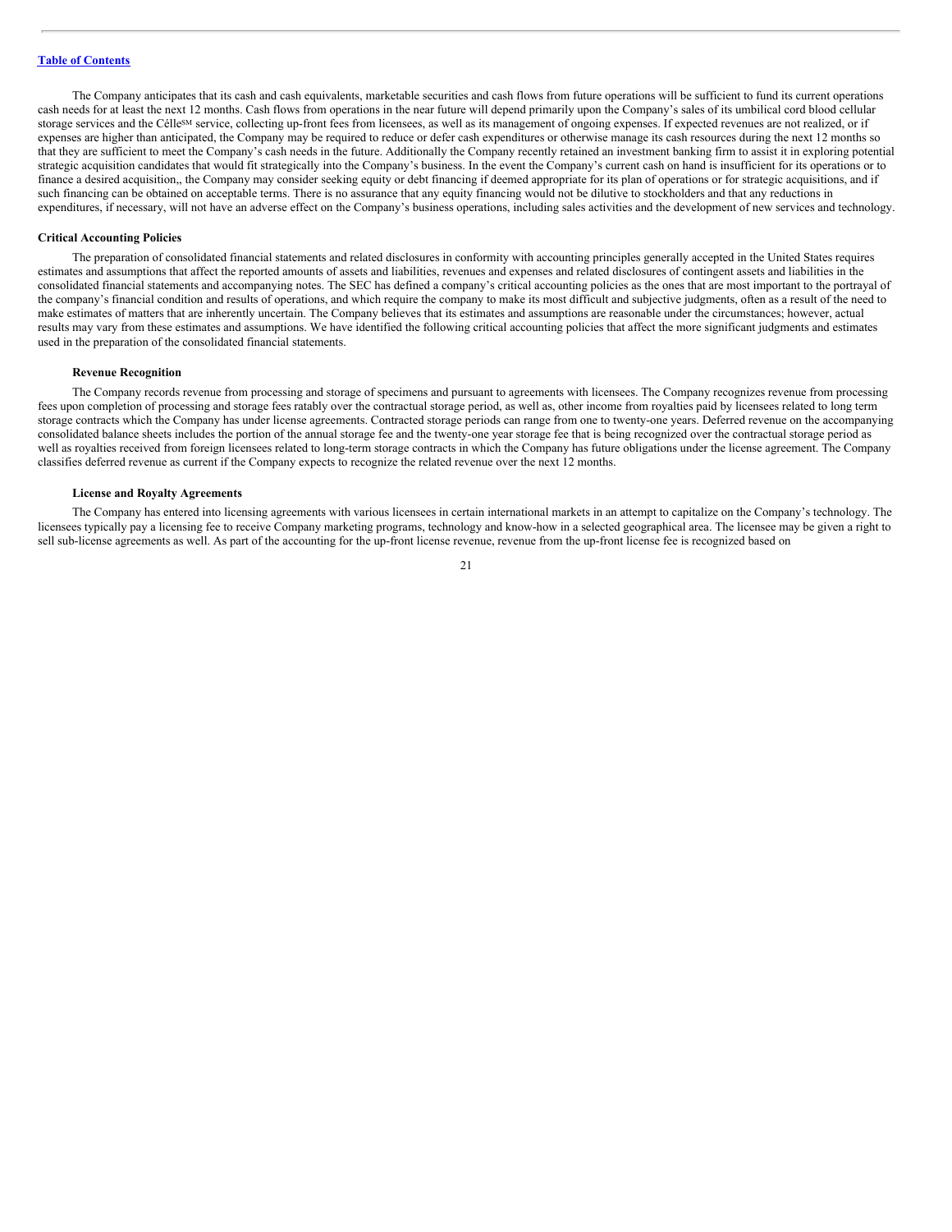The Company anticipates that its cash and cash equivalents, marketable securities and cash flows from future operations will be sufficient to fund its current operations cash needs for at least the next 12 months. Cash flows from operations in the near future will depend primarily upon the Company's sales of its umbilical cord blood cellular storage services and the Célle[SM] service, collecting up-front fees from licensees, as well as its management of ongoing expenses. If expected revenues are not realized, or if expenses are higher than anticipated, the Company may be required to reduce or defer cash expenditures or otherwise manage its cash resources during the next 12 months so that they are sufficient to meet the Company's cash needs in the future. Additionally the Company recently retained an investment banking firm to assist it in exploring potential strategic acquisition candidates that would fit strategically into the Company's business. In the event the Company's current cash on hand is insufficient for its operations or to finance a desired acquisition,, the Company may consider seeking equity or debt financing if deemed appropriate for its plan of operations or for strategic acquisitions, and if such financing can be obtained on acceptable terms. There is no assurance that any equity financing would not be dilutive to stockholders and that any reductions in expenditures, if necessary, will not have an adverse effect on the Company's business operations, including sales activities and the development of new services and technology.

**Critical Accounting Policies**

The preparation of consolidated financial statements and related disclosures in conformity with accounting principles generally accepted in the United States requires estimates and assumptions that affect the reported amounts of assets and liabilities, revenues and expenses and related disclosures of contingent assets and liabilities in the consolidated financial statements and accompanying notes. The SEC has defined a company's critical accounting policies as the ones that are most important to the portrayal of the company's financial condition and results of operations, and which require the company to make its most difficult and subjective judgments, often as a result of the need to make estimates of matters that are inherently uncertain. The Company believes that its estimates and assumptions are reasonable under the circumstances; however, actual results may vary from these estimates and assumptions. We have identified the following critical accounting policies that affect the more significant judgments and estimates used in the preparation of the consolidated financial statements.

**Revenue Recognition**

The Company records revenue from processing and storage of specimens and pursuant to agreements with licensees. The Company recognizes revenue from processing fees upon completion of processing and storage fees ratably over the contractual storage period, as well as, other income from royalties paid by licensees related to long term storage contracts which the Company has under license agreements. Contracted storage periods can range from one to twenty-one years. Deferred revenue on the accompanying consolidated balance sheets includes the portion of the annual storage fee and the twenty-one year storage fee that is being recognized over the contractual storage period as well as royalties received from foreign licensees related to long-term storage contracts in which the Company has future obligations under the license agreement. The Company classifies deferred revenue as current if the Company expects to recognize the related revenue over the next 12 months.

**License and Royalty Agreements**

The Company has entered into licensing agreements with various licensees in certain international markets in an attempt to capitalize on the Company's technology. The licensees typically pay a licensing fee to receive Company marketing programs, technology and know-how in a selected geographical area. The licensee may be given a right to sell sub-license agreements as well. As part of the accounting for the up-front license revenue, revenue from the up-front license fee is recognized based on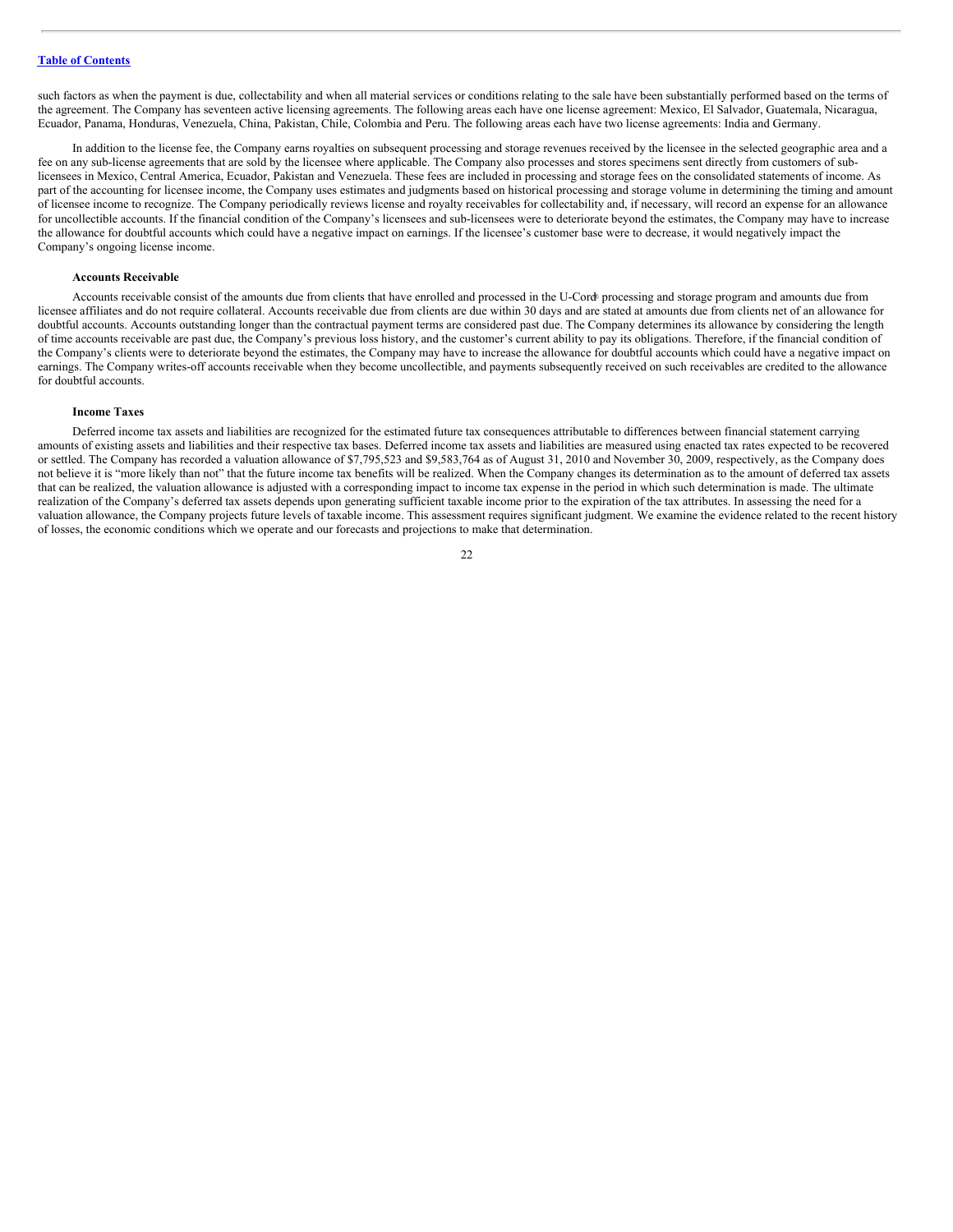such factors as when the payment is due, collectability and when all material services or conditions relating to the sale have been substantially performed based on the terms of the agreement. The Company has seventeen active licensing agreements. The following areas each have one license agreement: Mexico, El Salvador, Guatemala, Nicaragua, Ecuador, Panama, Honduras, Venezuela, China, Pakistan, Chile, Colombia and Peru. The following areas each have two license agreements: India and Germany.

In addition to the license fee, the Company earns royalties on subsequent processing and storage revenues received by the licensee in the selected geographic area and a fee on any sub-license agreements that are sold by the licensee where applicable. The Company also processes and stores specimens sent directly from customers of sub-licensees in Mexico, Central America, Ecuador, Pakistan and Venezuela. These fees are included in processing and storage fees on the consolidated statements of income. As part of the accounting for licensee income, the Company uses estimates and judgments based on historical processing and storage volume in determining the timing and amount of licensee income to recognize. The Company periodically reviews license and royalty receivables for collectability and, if necessary, will record an expense for an allowance for uncollectible accounts. If the financial condition of the Company's licensees and sub-licensees were to deteriorate beyond the estimates, the Company may have to increase the allowance for doubtful accounts which could have a negative impact on earnings. If the licensee's customer base were to decrease, it would negatively impact the Company's ongoing license income.

**Accounts Receivable**

Accounts receivable consist of the amounts due from clients that have enrolled and processed in the U-Cord® processing and storage program and amounts due from licensee affiliates and do not require collateral. Accounts receivable due from clients are due within 30 days and are stated at amounts due from clients net of an allowance for doubtful accounts. Accounts outstanding longer than the contractual payment terms are considered past due. The Company determines its allowance by considering the length of time accounts receivable are past due, the Company's previous loss history, and the customer's current ability to pay its obligations. Therefore, if the financial condition of the Company's clients were to deteriorate beyond the estimates, the Company may have to increase the allowance for doubtful accounts which could have a negative impact on earnings. The Company writes-off accounts receivable when they become uncollectible, and payments subsequently received on such receivables are credited to the allowance for doubtful accounts.

**Income Taxes**

Deferred income tax assets and liabilities are recognized for the estimated future tax consequences attributable to differences between financial statement carrying amounts of existing assets and liabilities and their respective tax bases. Deferred income tax assets and liabilities are measured using enacted tax rates expected to be recovered or settled. The Company has recorded a valuation allowance of $7,795,523 and $9,583,764 as of August 31, 2010 and November 30, 2009, respectively, as the Company does not believe it is "more likely than not" that the future income tax benefits will be realized. When the Company changes its determination as to the amount of deferred tax assets that can be realized, the valuation allowance is adjusted with a corresponding impact to income tax expense in the period in which such determination is made. The ultimate realization of the Company's deferred tax assets depends upon generating sufficient taxable income prior to the expiration of the tax attributes. In assessing the need for a valuation allowance, the Company projects future levels of taxable income. This assessment requires significant judgment. We examine the evidence related to the recent history of losses, the economic conditions which we operate and our forecasts and projections to make that determination.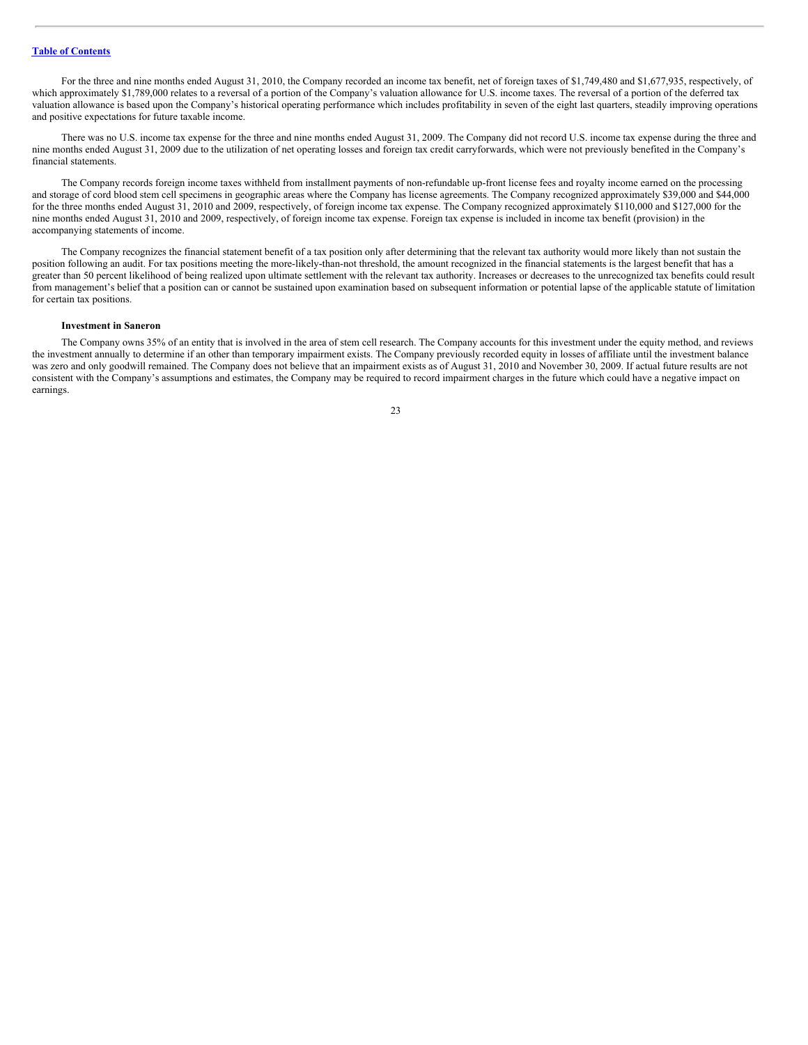For the three and nine months ended August 31, 2010, the Company recorded an income tax benefit, net of foreign taxes of $1,749,480 and $1,677,935, respectively, of which approximately $1,789,000 relates to a reversal of a portion of the Company's valuation allowance for U.S. income taxes. The reversal of a portion of the deferred tax valuation allowance is based upon the Company's historical operating performance which includes profitability in seven of the eight last quarters, steadily improving operations and positive expectations for future taxable income.

There was no U.S. income tax expense for the three and nine months ended August 31, 2009. The Company did not record U.S. income tax expense during the three and nine months ended August 31, 2009 due to the utilization of net operating losses and foreign tax credit carryforwards, which were not previously benefited in the Company's financial statements.

The Company records foreign income taxes withheld from installment payments of non-refundable up-front license fees and royalty income earned on the processing and storage of cord blood stem cell specimens in geographic areas where the Company has license agreements. The Company recognized approximately $39,000 and $44,000 for the three months ended August 31, 2010 and 2009, respectively, of foreign income tax expense. The Company recognized approximately $110,000 and $127,000 for the nine months ended August 31, 2010 and 2009, respectively, of foreign income tax expense. Foreign tax expense is included in income tax benefit (provision) in the accompanying statements of income.

The Company recognizes the financial statement benefit of a tax position only after determining that the relevant tax authority would more likely than not sustain the position following an audit. For tax positions meeting the more-likely-than-not threshold, the amount recognized in the financial statements is the largest benefit that has a greater than 50 percent likelihood of being realized upon ultimate settlement with the relevant tax authority. Increases or decreases to the unrecognized tax benefits could result from management's belief that a position can or cannot be sustained upon examination based on subsequent information or potential lapse of the applicable statute of limitation for certain tax positions.

**Investment in Saneron**

The Company owns 35% of an entity that is involved in the area of stem cell research. The Company accounts for this investment under the equity method, and reviews the investment annually to determine if an other than temporary impairment exists. The Company previously recorded equity in losses of affiliate until the investment balance was zero and only goodwill remained. The Company does not believe that an impairment exists as of August 31, 2010 and November 30, 2009. If actual future results are not consistent with the Company's assumptions and estimates, the Company may be required to record impairment charges in the future which could have a negative impact on earnings.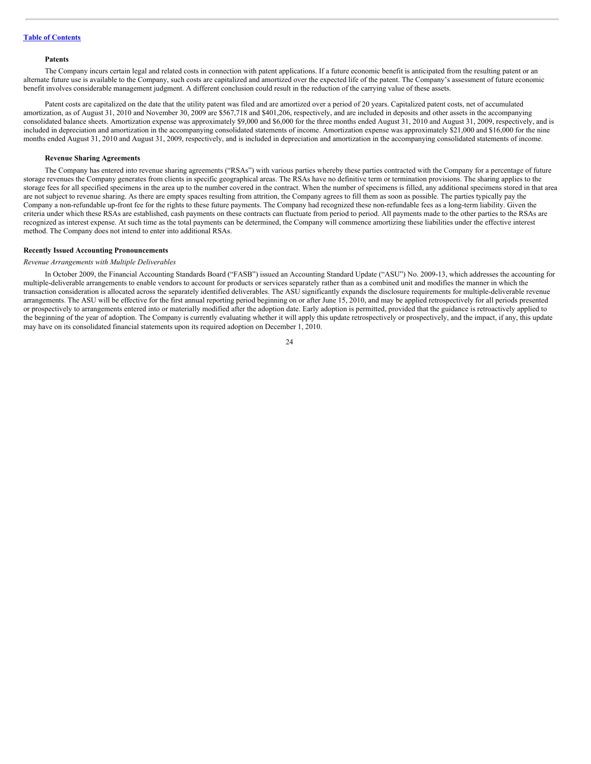**Patents**

The Company incurs certain legal and related costs in connection with patent applications. If a future economic benefit is anticipated from the resulting patent or an alternate future use is available to the Company, such costs are capitalized and amortized over the expected life of the patent. The Company's assessment of future economic benefit involves considerable management judgment. A different conclusion could result in the reduction of the carrying value of these assets.

Patent costs are capitalized on the date that the utility patent was filed and are amortized over a period of 20 years. Capitalized patent costs, net of accumulated amortization, as of August 31, 2010 and November 30, 2009 are $567,718 and $401,206, respectively, and are included in deposits and other assets in the accompanying consolidated balance sheets. Amortization expense was approximately $9,000 and $6,000 for the three months ended August 31, 2010 and August 31, 2009, respectively, and is included in depreciation and amortization in the accompanying consolidated statements of income. Amortization expense was approximately $21,000 and $16,000 for the nine months ended August 31, 2010 and August 31, 2009, respectively, and is included in depreciation and amortization in the accompanying consolidated statements of income.

**Revenue Sharing Agreements**

The Company has entered into revenue sharing agreements ("RSAs") with various parties whereby these parties contracted with the Company for a percentage of future storage revenues the Company generates from clients in specific geographical areas. The RSAs have no definitive term or termination provisions. The sharing applies to the storage fees for all specified specimens in the area up to the number covered in the contract. When the number of specimens is filled, any additional specimens stored in that area are not subject to revenue sharing. As there are empty spaces resulting from attrition, the Company agrees to fill them as soon as possible. The parties typically pay the Company a non-refundable up-front fee for the rights to these future payments. The Company had recognized these non-refundable fees as a long-term liability. Given the criteria under which these RSAs are established, cash payments on these contracts can fluctuate from period to period. All payments made to the other parties to the RSAs are recognized as interest expense. At such time as the total payments can be determined, the Company will commence amortizing these liabilities under the effective interest method. The Company does not intend to enter into additional RSAs.

**Recently Issued Accounting Pronouncements**

*Revenue Arrangements with Multiple Deliverables*

In October 2009, the Financial Accounting Standards Board ("FASB") issued an Accounting Standard Update ("ASU") No. 2009-13, which addresses the accounting for multiple-deliverable arrangements to enable vendors to account for products or services separately rather than as a combined unit and modifies the manner in which the transaction consideration is allocated across the separately identified deliverables. The ASU significantly expands the disclosure requirements for multiple-deliverable revenue arrangements. The ASU will be effective for the first annual reporting period beginning on or after June 15, 2010, and may be applied retrospectively for all periods presented or prospectively to arrangements entered into or materially modified after the adoption date. Early adoption is permitted, provided that the guidance is retroactively applied to the beginning of the year of adoption. The Company is currently evaluating whether it will apply this update retrospectively or prospectively, and the impact, if any, this update may have on its consolidated financial statements upon its required adoption on December 1, 2010.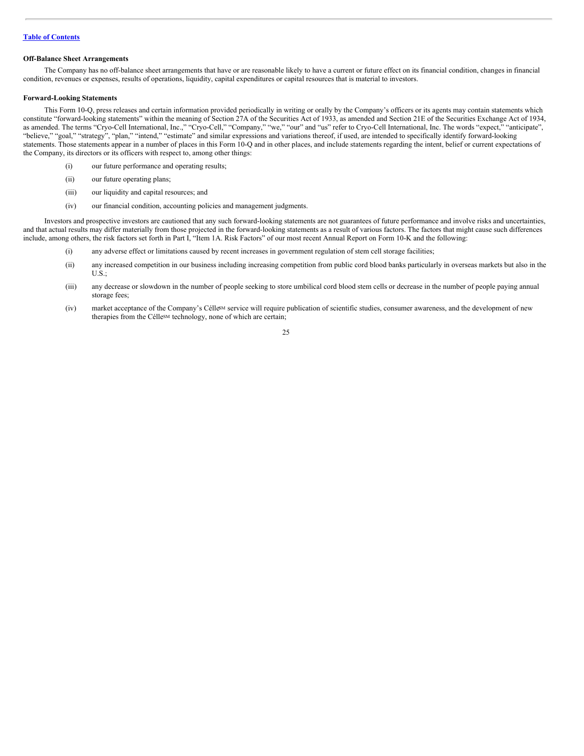**Off-Balance Sheet Arrangements**

The Company has no off-balance sheet arrangements that have or are reasonable likely to have a current or future effect on its financial condition, changes in financial condition, revenues or expenses, results of operations, liquidity, capital expenditures or capital resources that is material to investors.

**Forward-Looking Statements**

This Form 10-Q, press releases and certain information provided periodically in writing or orally by the Company's officers or its agents may contain statements which constitute "forward-looking statements" within the meaning of Section 27A of the Securities Act of 1933, as amended and Section 21E of the Securities Exchange Act of 1934, as amended. The terms "Cryo-Cell International, Inc.," "Cryo-Cell," "Company," "we," "our" and "us" refer to Cryo-Cell International, Inc. The words "expect," "anticipate", "believe," "goal," "strategy", "plan," "intend," "estimate" and similar expressions and variations thereof, if used, are intended to specifically identify forward-looking statements. Those statements appear in a number of places in this Form 10-Q and in other places, and include statements regarding the intent, belief or current expectations of the Company, its directors or its officers with respect to, among other things:

(i) our future performance and operating results;

(ii) our future operating plans;

(iii) our liquidity and capital resources; and

(iv) our financial condition, accounting policies and management judgments.

Investors and prospective investors are cautioned that any such forward-looking statements are not guarantees of future performance and involve risks and uncertainties, and that actual results may differ materially from those projected in the forward-looking statements as a result of various factors. The factors that might cause such differences include, among others, the risk factors set forth in Part I, "Item 1A. Risk Factors" of our most recent Annual Report on Form 10-K and the following:

(i) any adverse effect or limitations caused by recent increases in government regulation of stem cell storage facilities;

(ii) any increased competition in our business including increasing competition from public cord blood banks particularly in overseas markets but also in the U.S.;

(iii) any decrease or slowdown in the number of people seeking to store umbilical cord blood stem cells or decrease in the number of people paying annual storage fees;

(iv) market acceptance of the Company's Célle[SM] service will require publication of scientific studies, consumer awareness, and the development of new therapies from the Célle[SM] technology, none of which are certain;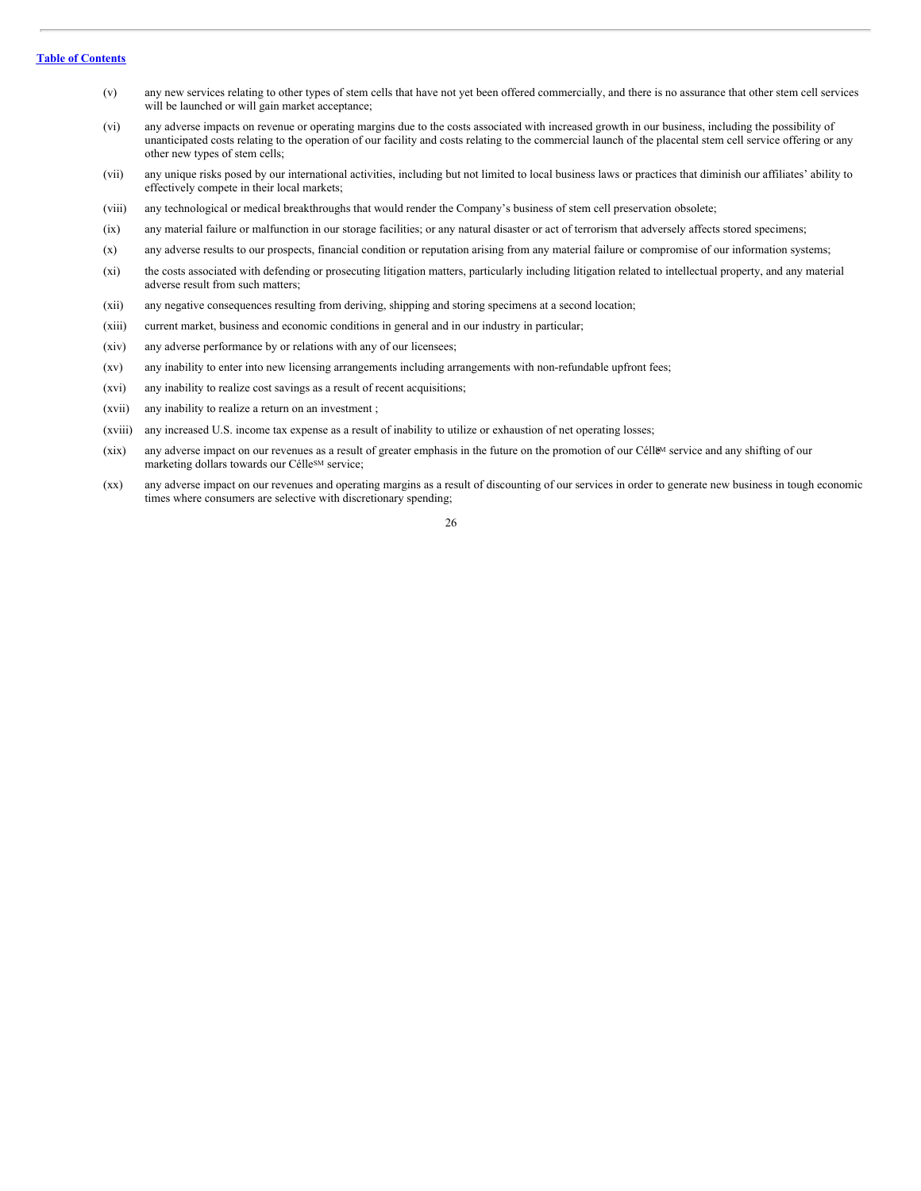(v) any new services relating to other types of stem cells that have not yet been offered commercially, and there is no assurance that other stem cell services will be launched or will gain market acceptance;

(vi) any adverse impacts on revenue or operating margins due to the costs associated with increased growth in our business, including the possibility of unanticipated costs relating to the operation of our facility and costs relating to the commercial launch of the placental stem cell service offering or any other new types of stem cells;

(vii) any unique risks posed by our international activities, including but not limited to local business laws or practices that diminish our affiliates' ability to effectively compete in their local markets;

(viii) any technological or medical breakthroughs that would render the Company's business of stem cell preservation obsolete;

(ix) any material failure or malfunction in our storage facilities; or any natural disaster or act of terrorism that adversely affects stored specimens;

(x) any adverse results to our prospects, financial condition or reputation arising from any material failure or compromise of our information systems;

(xi) the costs associated with defending or prosecuting litigation matters, particularly including litigation related to intellectual property, and any material adverse result from such matters;

(xii) any negative consequences resulting from deriving, shipping and storing specimens at a second location;

(xiii) current market, business and economic conditions in general and in our industry in particular;

(xiv) any adverse performance by or relations with any of our licensees;

(xv) any inability to enter into new licensing arrangements including arrangements with non-refundable upfront fees;

(xvi) any inability to realize cost savings as a result of recent acquisitions;

(xvii) any inability to realize a return on an investment ;

(xviii) any increased U.S. income tax expense as a result of inability to utilize or exhaustion of net operating losses;

(xix) any adverse impact on our revenues as a result of greater emphasis in the future on the promotion of our Célle[SM] service and any shifting of our marketing dollars towards our Célle[SM] service;

(xx) any adverse impact on our revenues and operating margins as a result of discounting of our services in order to generate new business in tough economic times where consumers are selective with discretionary spending;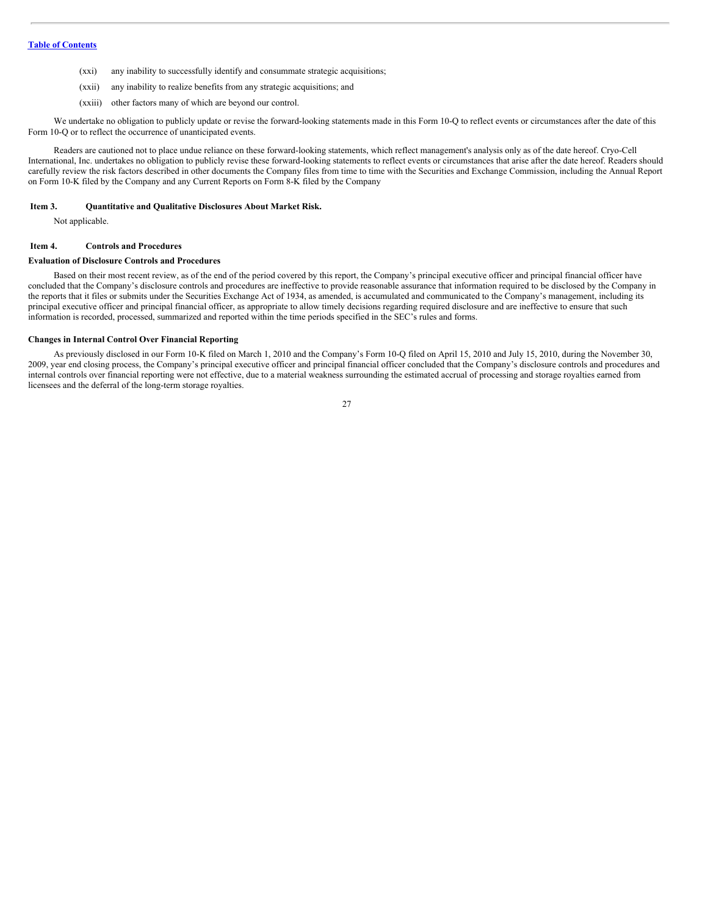(xxi) any inability to successfully identify and consummate strategic acquisitions;

(xxii) any inability to realize benefits from any strategic acquisitions; and

(xxiii) other factors many of which are beyond our control.

We undertake no obligation to publicly update or revise the forward-looking statements made in this Form 10-Q to reflect events or circumstances after the date of this Form 10-Q or to reflect the occurrence of unanticipated events.

Readers are cautioned not to place undue reliance on these forward-looking statements, which reflect management's analysis only as of the date hereof. Cryo-Cell International, Inc. undertakes no obligation to publicly revise these forward-looking statements to reflect events or circumstances that arise after the date hereof. Readers should carefully review the risk factors described in other documents the Company files from time to time with the Securities and Exchange Commission, including the Annual Report on Form 10-K filed by the Company and any Current Reports on Form 8-K filed by the Company

## Item 3. Quantitative and Qualitative Disclosures About Market Risk.

Not applicable.

## Item 4. Controls and Procedures

### Evaluation of Disclosure Controls and Procedures

Based on their most recent review, as of the end of the period covered by this report, the Company's principal executive officer and principal financial officer have concluded that the Company's disclosure controls and procedures are ineffective to provide reasonable assurance that information required to be disclosed by the Company in the reports that it files or submits under the Securities Exchange Act of 1934, as amended, is accumulated and communicated to the Company's management, including its principal executive officer and principal financial officer, as appropriate to allow timely decisions regarding required disclosure and are ineffective to ensure that such information is recorded, processed, summarized and reported within the time periods specified in the SEC's rules and forms.

### Changes in Internal Control Over Financial Reporting

As previously disclosed in our Form 10-K filed on March 1, 2010 and the Company's Form 10-Q filed on April 15, 2010 and July 15, 2010, during the November 30, 2009, year end closing process, the Company's principal executive officer and principal financial officer concluded that the Company's disclosure controls and procedures and internal controls over financial reporting were not effective, due to a material weakness surrounding the estimated accrual of processing and storage royalties earned from licensees and the deferral of the long-term storage royalties.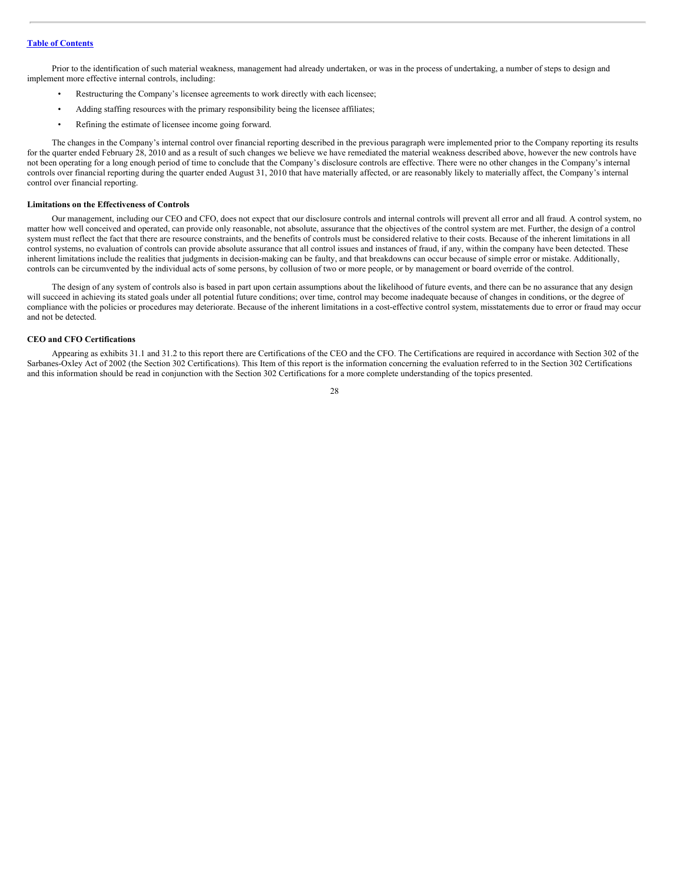Prior to the identification of such material weakness, management had already undertaken, or was in the process of undertaking, a number of steps to design and implement more effective internal controls, including:

- Restructuring the Company's licensee agreements to work directly with each licensee;
- Adding staffing resources with the primary responsibility being the licensee affiliates;
- Refining the estimate of licensee income going forward.

The changes in the Company's internal control over financial reporting described in the previous paragraph were implemented prior to the Company reporting its results for the quarter ended February 28, 2010 and as a result of such changes we believe we have remediated the material weakness described above, however the new controls have not been operating for a long enough period of time to conclude that the Company's disclosure controls are effective. There were no other changes in the Company's internal controls over financial reporting during the quarter ended August 31, 2010 that have materially affected, or are reasonably likely to materially affect, the Company's internal control over financial reporting.

**Limitations on the Effectiveness of Controls**

Our management, including our CEO and CFO, does not expect that our disclosure controls and internal controls will prevent all error and all fraud. A control system, no matter how well conceived and operated, can provide only reasonable, not absolute, assurance that the objectives of the control system are met. Further, the design of a control system must reflect the fact that there are resource constraints, and the benefits of controls must be considered relative to their costs. Because of the inherent limitations in all control systems, no evaluation of controls can provide absolute assurance that all control issues and instances of fraud, if any, within the company have been detected. These inherent limitations include the realities that judgments in decision-making can be faulty, and that breakdowns can occur because of simple error or mistake. Additionally, controls can be circumvented by the individual acts of some persons, by collusion of two or more people, or by management or board override of the control.

The design of any system of controls also is based in part upon certain assumptions about the likelihood of future events, and there can be no assurance that any design will succeed in achieving its stated goals under all potential future conditions; over time, control may become inadequate because of changes in conditions, or the degree of compliance with the policies or procedures may deteriorate. Because of the inherent limitations in a cost-effective control system, misstatements due to error or fraud may occur and not be detected.

**CEO and CFO Certifications**

Appearing as exhibits 31.1 and 31.2 to this report there are Certifications of the CEO and the CFO. The Certifications are required in accordance with Section 302 of the Sarbanes-Oxley Act of 2002 (the Section 302 Certifications). This Item of this report is the information concerning the evaluation referred to in the Section 302 Certifications and this information should be read in conjunction with the Section 302 Certifications for a more complete understanding of the topics presented.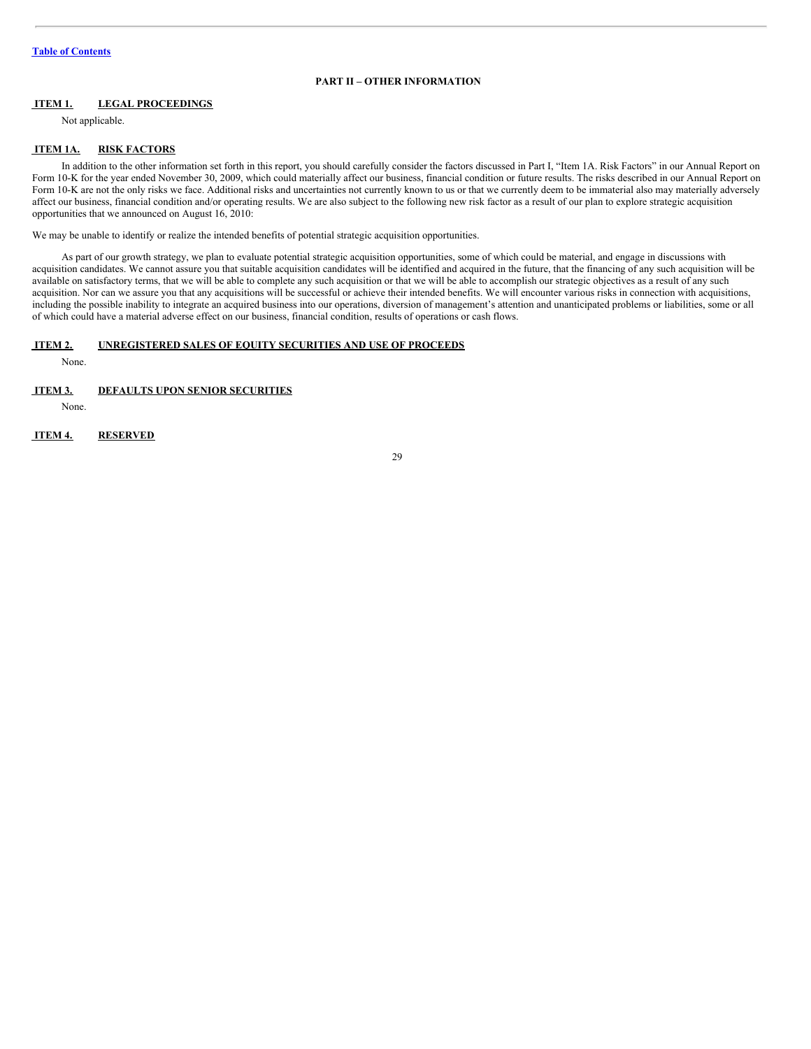## PART II – OTHER INFORMATION

### ITEM 1. LEGAL PROCEEDINGS

Not applicable.

### ITEM 1A. RISK FACTORS

In addition to the other information set forth in this report, you should carefully consider the factors discussed in Part I, "Item 1A. Risk Factors" in our Annual Report on Form 10-K for the year ended November 30, 2009, which could materially affect our business, financial condition or future results. The risks described in our Annual Report on Form 10-K are not the only risks we face. Additional risks and uncertainties not currently known to us or that we currently deem to be immaterial also may materially adversely affect our business, financial condition and/or operating results. We are also subject to the following new risk factor as a result of our plan to explore strategic acquisition opportunities that we announced on August 16, 2010:

We may be unable to identify or realize the intended benefits of potential strategic acquisition opportunities.

As part of our growth strategy, we plan to evaluate potential strategic acquisition opportunities, some of which could be material, and engage in discussions with acquisition candidates. We cannot assure you that suitable acquisition candidates will be identified and acquired in the future, that the financing of any such acquisition will be available on satisfactory terms, that we will be able to complete any such acquisition or that we will be able to accomplish our strategic objectives as a result of any such acquisition. Nor can we assure you that any acquisitions will be successful or achieve their intended benefits. We will encounter various risks in connection with acquisitions, including the possible inability to integrate an acquired business into our operations, diversion of management's attention and unanticipated problems or liabilities, some or all of which could have a material adverse effect on our business, financial condition, results of operations or cash flows.

### ITEM 2. UNREGISTERED SALES OF EQUITY SECURITIES AND USE OF PROCEEDS

None.

### ITEM 3. DEFAULTS UPON SENIOR SECURITIES

None.

### ITEM 4. RESERVED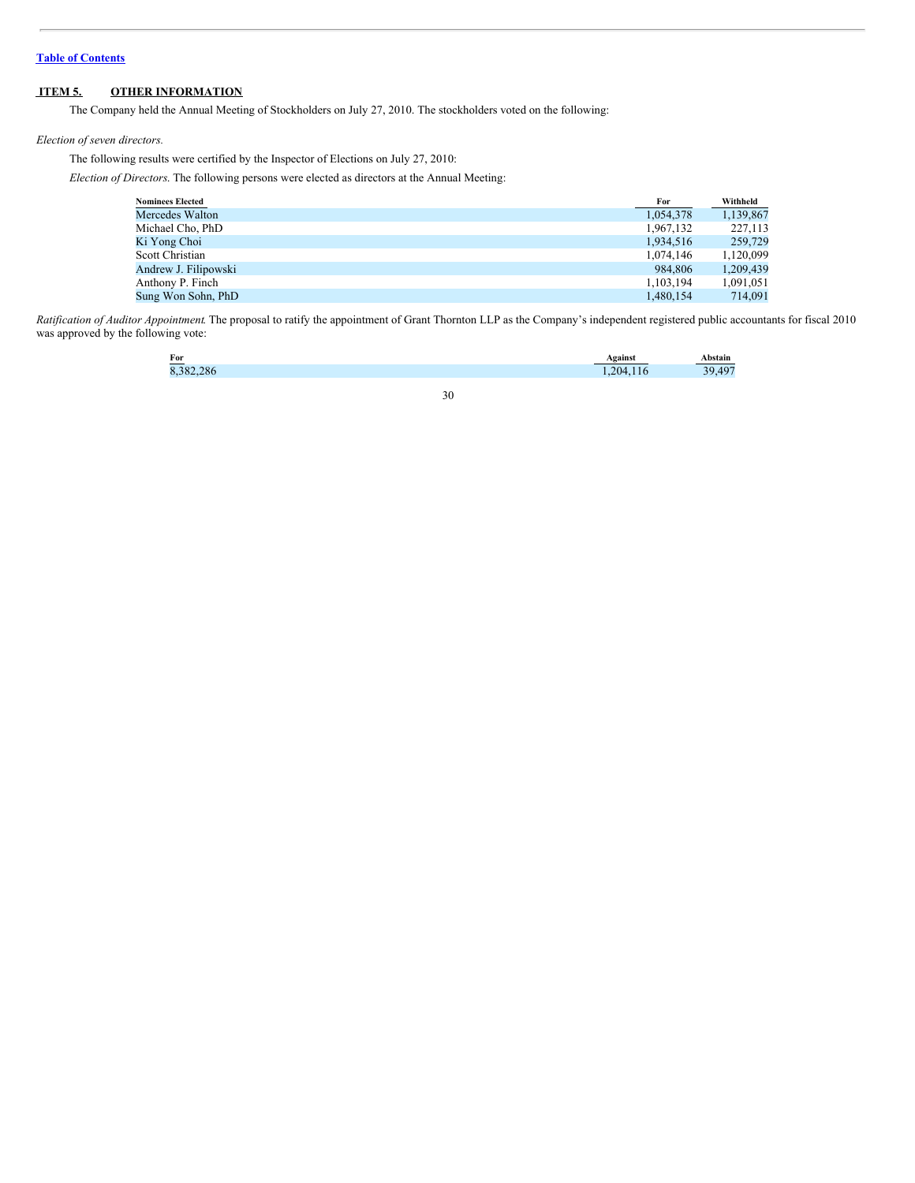[Table of Contents](#)

## ITEM 5. OTHER INFORMATION

The Company held the Annual Meeting of Stockholders on July 27, 2010. The stockholders voted on the following:

*Election of seven directors.*

The following results were certified by the Inspector of Elections on July 27, 2010:

*Election of Directors.* The following persons were elected as directors at the Annual Meeting:

| Nominees Elected | For | Withheld |
|---|---|---|
| Mercedes Walton | 1,054,378 | 1,139,867 |
| Michael Cho, PhD | 1,967,132 | 227,113 |
| Ki Yong Choi | 1,934,516 | 259,729 |
| Scott Christian | 1,074,146 | 1,120,099 |
| Andrew J. Filipowski | 984,806 | 1,209,439 |
| Anthony P. Finch | 1,103,194 | 1,091,051 |
| Sung Won Sohn, PhD | 1,480,154 | 714,091 |

*Ratification of Auditor Appointment.* The proposal to ratify the appointment of Grant Thornton LLP as the Company's independent registered public accountants for fiscal 2010 was approved by the following vote:

| For | Against | Abstain |
|---|---|---|
| 8,382,286 | 1,204,116 | 39,497 |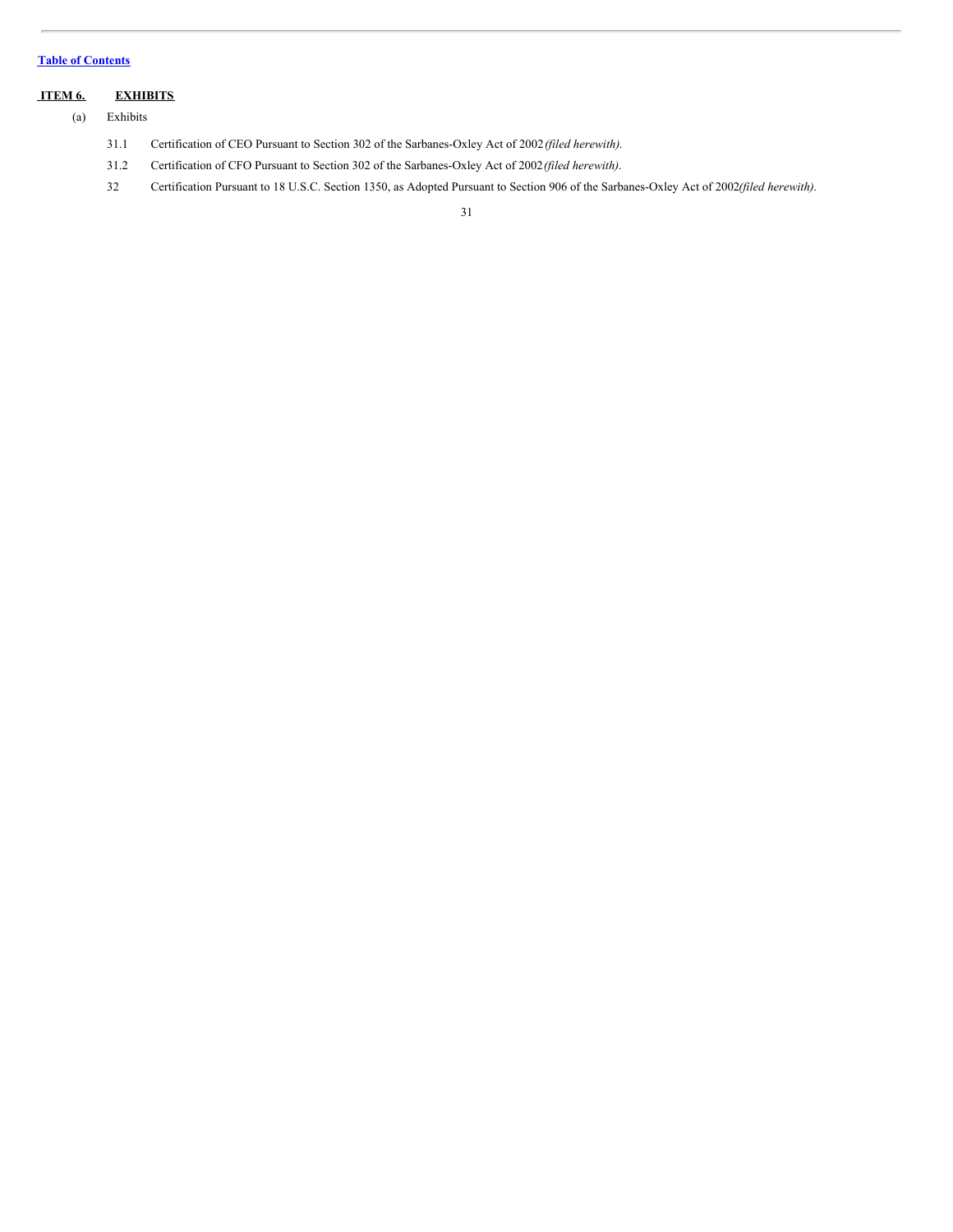[Table of Contents](#)

## ITEM 6. EXHIBITS

(a) Exhibits

31.1 Certification of CEO Pursuant to Section 302 of the Sarbanes-Oxley Act of 2002 *(filed herewith)*.

31.2 Certification of CFO Pursuant to Section 302 of the Sarbanes-Oxley Act of 2002 *(filed herewith)*.

32 Certification Pursuant to 18 U.S.C. Section 1350, as Adopted Pursuant to Section 906 of the Sarbanes-Oxley Act of 2002 *(filed herewith)*.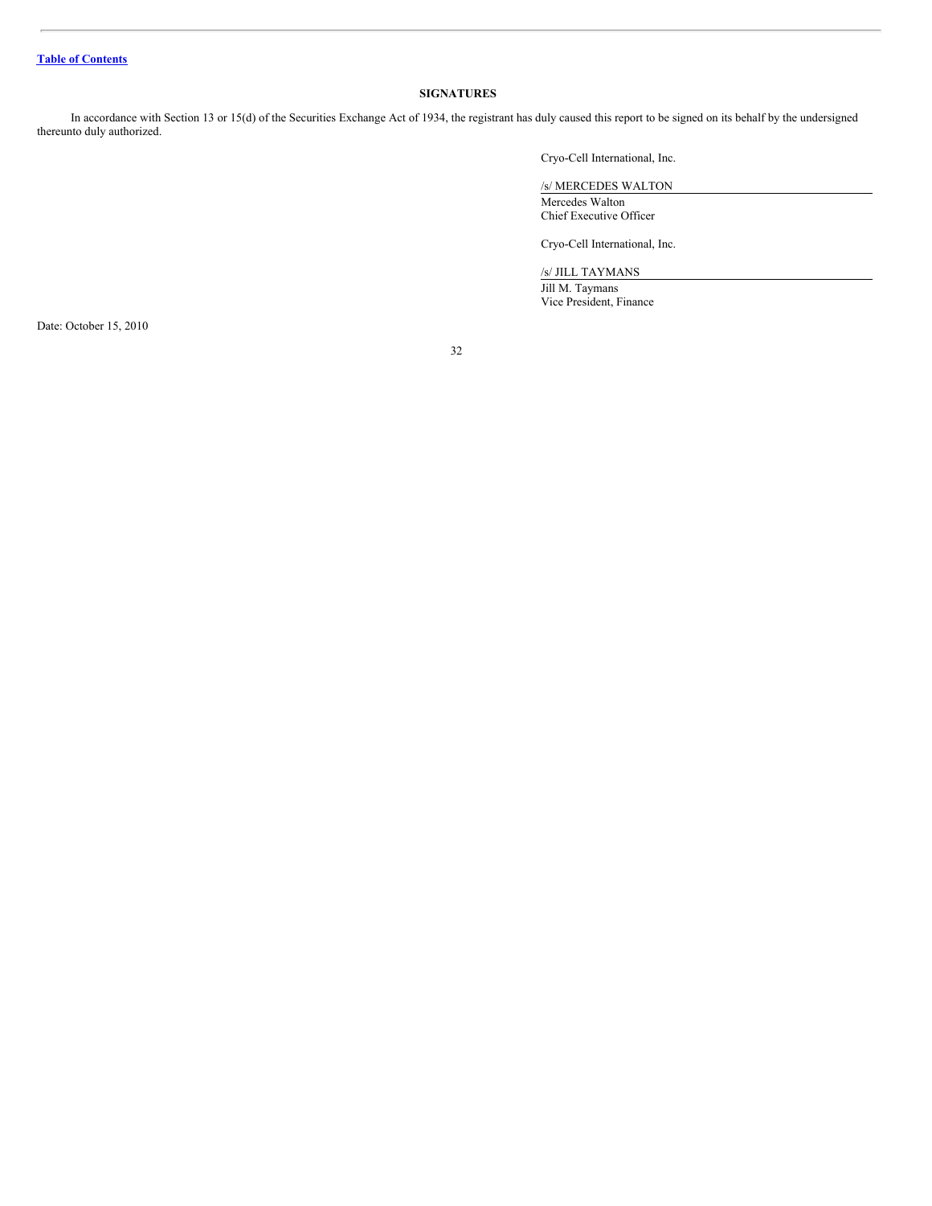## SIGNATURES

In accordance with Section 13 or 15(d) of the Securities Exchange Act of 1934, the registrant has duly caused this report to be signed on its behalf by the undersigned thereunto duly authorized.

Cryo-Cell International, Inc.

/s/ MERCEDES WALTON

Mercedes Walton
Chief Executive Officer

Cryo-Cell International, Inc.

/s/ JILL TAYMANS

Jill M. Taymans
Vice President, Finance

Date: October 15, 2010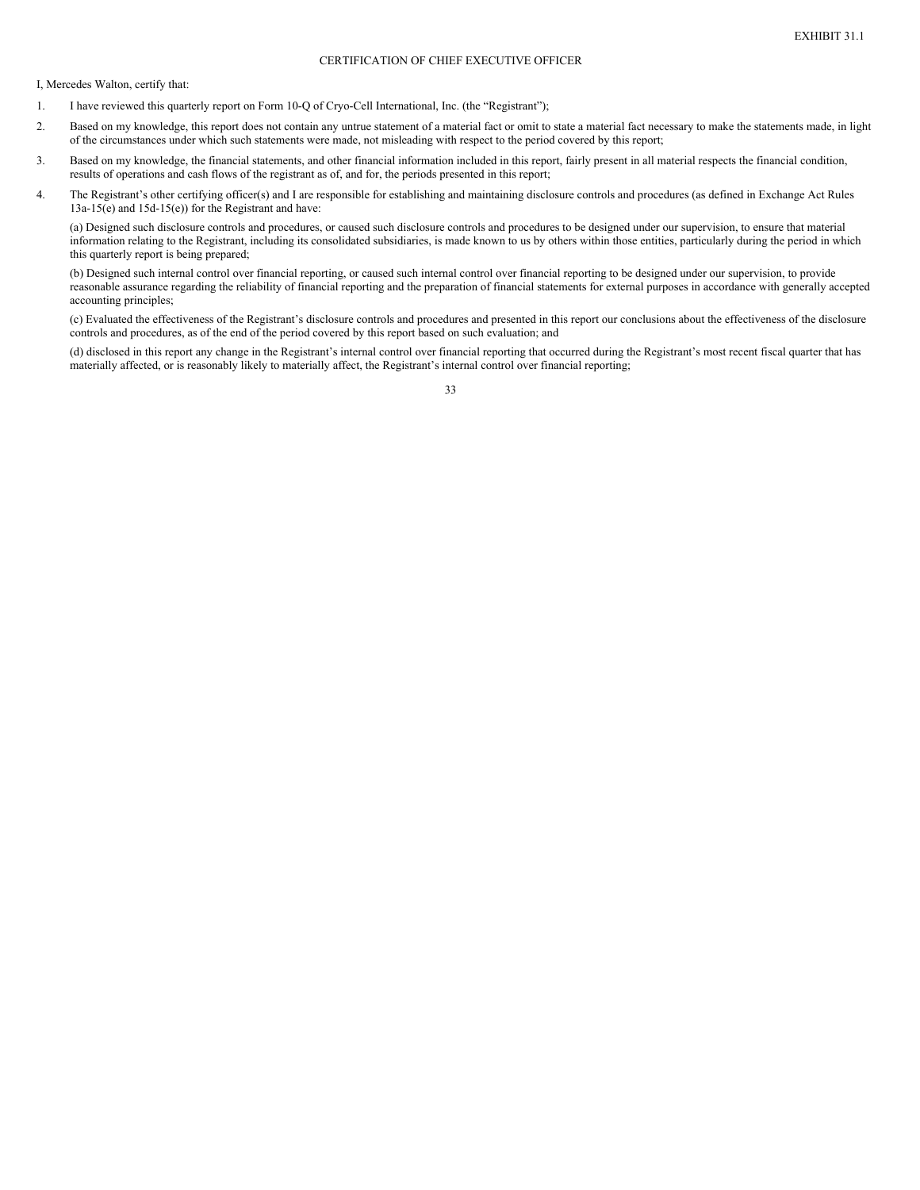EXHIBIT 31.1

CERTIFICATION OF CHIEF EXECUTIVE OFFICER

I, Mercedes Walton, certify that:

1. I have reviewed this quarterly report on Form 10-Q of Cryo-Cell International, Inc. (the "Registrant");

2. Based on my knowledge, this report does not contain any untrue statement of a material fact or omit to state a material fact necessary to make the statements made, in light of the circumstances under which such statements were made, not misleading with respect to the period covered by this report;

3. Based on my knowledge, the financial statements, and other financial information included in this report, fairly present in all material respects the financial condition, results of operations and cash flows of the registrant as of, and for, the periods presented in this report;

4. The Registrant's other certifying officer(s) and I are responsible for establishing and maintaining disclosure controls and procedures (as defined in Exchange Act Rules 13a-15(e) and 15d-15(e)) for the Registrant and have:

   (a) Designed such disclosure controls and procedures, or caused such disclosure controls and procedures to be designed under our supervision, to ensure that material information relating to the Registrant, including its consolidated subsidiaries, is made known to us by others within those entities, particularly during the period in which this quarterly report is being prepared;

   (b) Designed such internal control over financial reporting, or caused such internal control over financial reporting to be designed under our supervision, to provide reasonable assurance regarding the reliability of financial reporting and the preparation of financial statements for external purposes in accordance with generally accepted accounting principles;

   (c) Evaluated the effectiveness of the Registrant's disclosure controls and procedures and presented in this report our conclusions about the effectiveness of the disclosure controls and procedures, as of the end of the period covered by this report based on such evaluation; and

   (d) disclosed in this report any change in the Registrant's internal control over financial reporting that occurred during the Registrant's most recent fiscal quarter that has materially affected, or is reasonably likely to materially affect, the Registrant's internal control over financial reporting;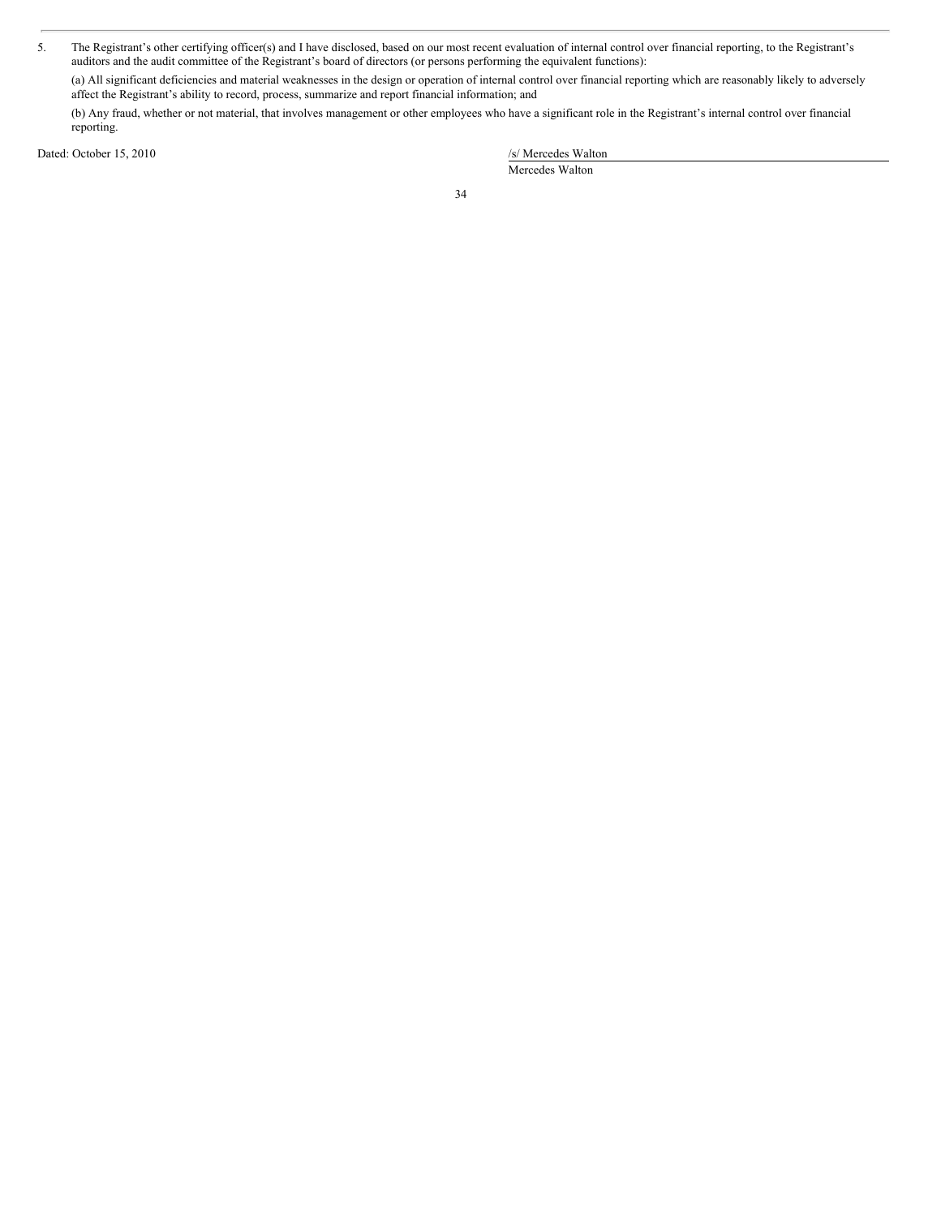5. The Registrant's other certifying officer(s) and I have disclosed, based on our most recent evaluation of internal control over financial reporting, to the Registrant's auditors and the audit committee of the Registrant's board of directors (or persons performing the equivalent functions):

   (a) All significant deficiencies and material weaknesses in the design or operation of internal control over financial reporting which are reasonably likely to adversely affect the Registrant's ability to record, process, summarize and report financial information; and

   (b) Any fraud, whether or not material, that involves management or other employees who have a significant role in the Registrant's internal control over financial reporting.

Dated: October 15, 2010

/s/ Mercedes Walton

Mercedes Walton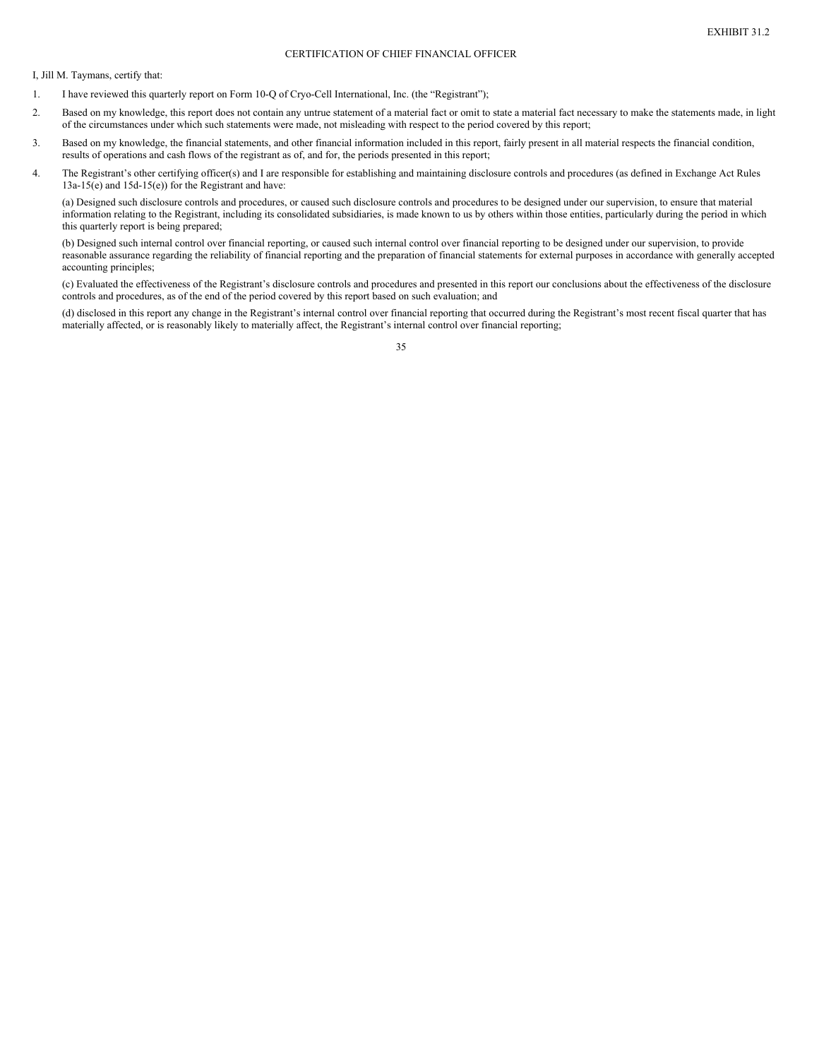EXHIBIT 31.2

CERTIFICATION OF CHIEF FINANCIAL OFFICER

I, Jill M. Taymans, certify that:

1. I have reviewed this quarterly report on Form 10-Q of Cryo-Cell International, Inc. (the "Registrant");

2. Based on my knowledge, this report does not contain any untrue statement of a material fact or omit to state a material fact necessary to make the statements made, in light of the circumstances under which such statements were made, not misleading with respect to the period covered by this report;

3. Based on my knowledge, the financial statements, and other financial information included in this report, fairly present in all material respects the financial condition, results of operations and cash flows of the registrant as of, and for, the periods presented in this report;

4. The Registrant's other certifying officer(s) and I are responsible for establishing and maintaining disclosure controls and procedures (as defined in Exchange Act Rules 13a-15(e) and 15d-15(e)) for the Registrant and have:

   (a) Designed such disclosure controls and procedures, or caused such disclosure controls and procedures to be designed under our supervision, to ensure that material information relating to the Registrant, including its consolidated subsidiaries, is made known to us by others within those entities, particularly during the period in which this quarterly report is being prepared;

   (b) Designed such internal control over financial reporting, or caused such internal control over financial reporting to be designed under our supervision, to provide reasonable assurance regarding the reliability of financial reporting and the preparation of financial statements for external purposes in accordance with generally accepted accounting principles;

   (c) Evaluated the effectiveness of the Registrant's disclosure controls and procedures and presented in this report our conclusions about the effectiveness of the disclosure controls and procedures, as of the end of the period covered by this report based on such evaluation; and

   (d) disclosed in this report any change in the Registrant's internal control over financial reporting that occurred during the Registrant's most recent fiscal quarter that has materially affected, or is reasonably likely to materially affect, the Registrant's internal control over financial reporting;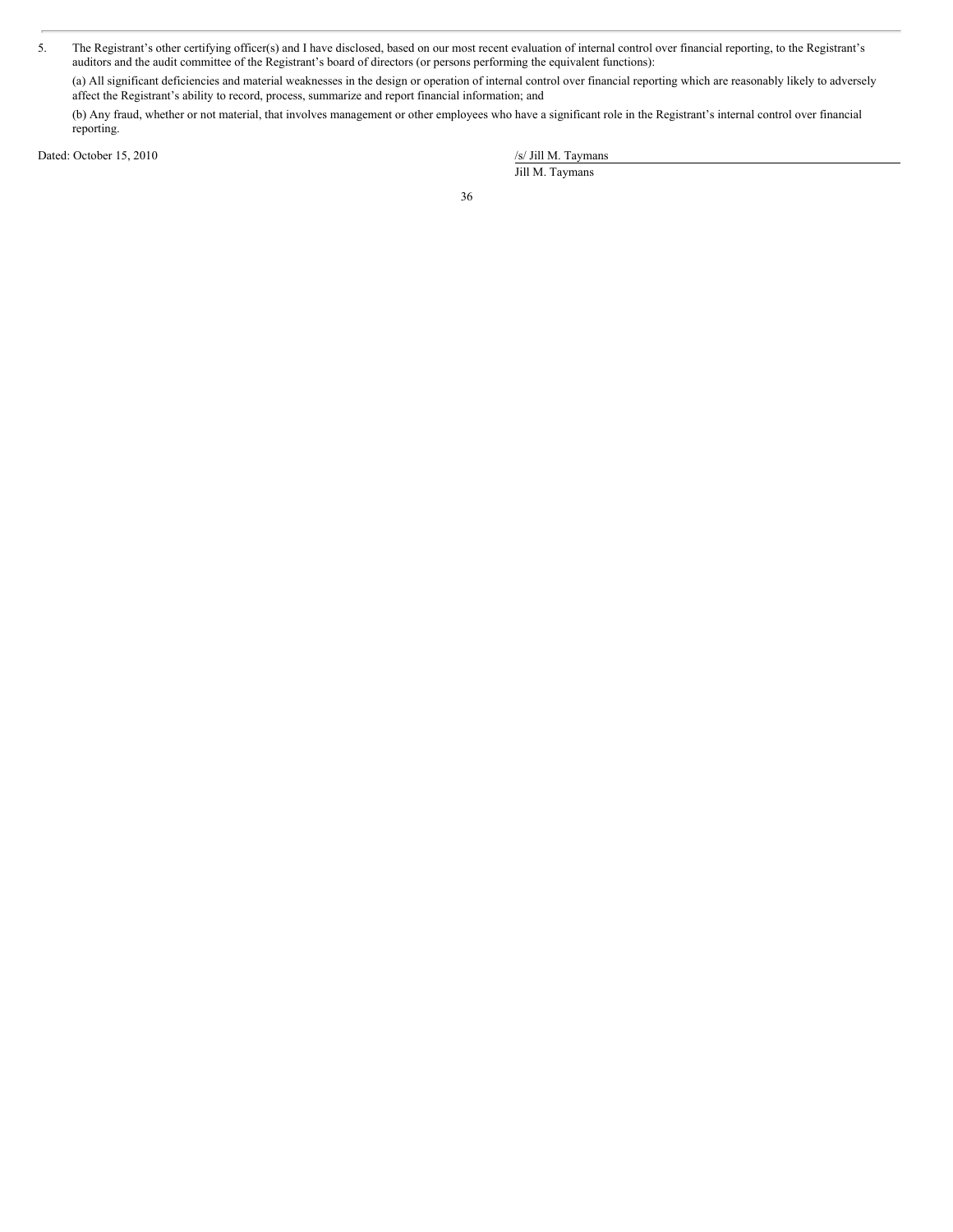5. The Registrant's other certifying officer(s) and I have disclosed, based on our most recent evaluation of internal control over financial reporting, to the Registrant's auditors and the audit committee of the Registrant's board of directors (or persons performing the equivalent functions):

   (a) All significant deficiencies and material weaknesses in the design or operation of internal control over financial reporting which are reasonably likely to adversely affect the Registrant's ability to record, process, summarize and report financial information; and

   (b) Any fraud, whether or not material, that involves management or other employees who have a significant role in the Registrant's internal control over financial reporting.

Dated: October 15, 2010

/s/ Jill M. Taymans

Jill M. Taymans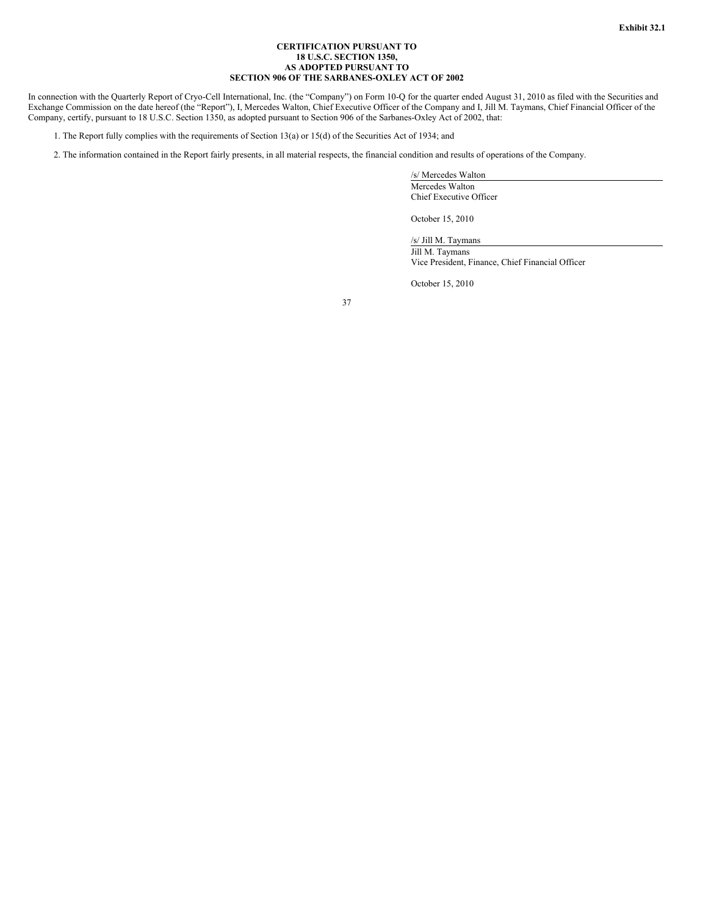Exhibit 32.1

**CERTIFICATION PURSUANT TO**
**18 U.S.C. SECTION 1350,**
**AS ADOPTED PURSUANT TO**
**SECTION 906 OF THE SARBANES-OXLEY ACT OF 2002**

In connection with the Quarterly Report of Cryo-Cell International, Inc. (the "Company") on Form 10-Q for the quarter ended August 31, 2010 as filed with the Securities and Exchange Commission on the date hereof (the "Report"), I, Mercedes Walton, Chief Executive Officer of the Company and I, Jill M. Taymans, Chief Financial Officer of the Company, certify, pursuant to 18 U.S.C. Section 1350, as adopted pursuant to Section 906 of the Sarbanes-Oxley Act of 2002, that:

1. The Report fully complies with the requirements of Section 13(a) or 15(d) of the Securities Act of 1934; and

2. The information contained in the Report fairly presents, in all material respects, the financial condition and results of operations of the Company.

/s/ Mercedes Walton
Mercedes Walton
Chief Executive Officer

October 15, 2010

/s/ Jill M. Taymans
Jill M. Taymans
Vice President, Finance, Chief Financial Officer

October 15, 2010